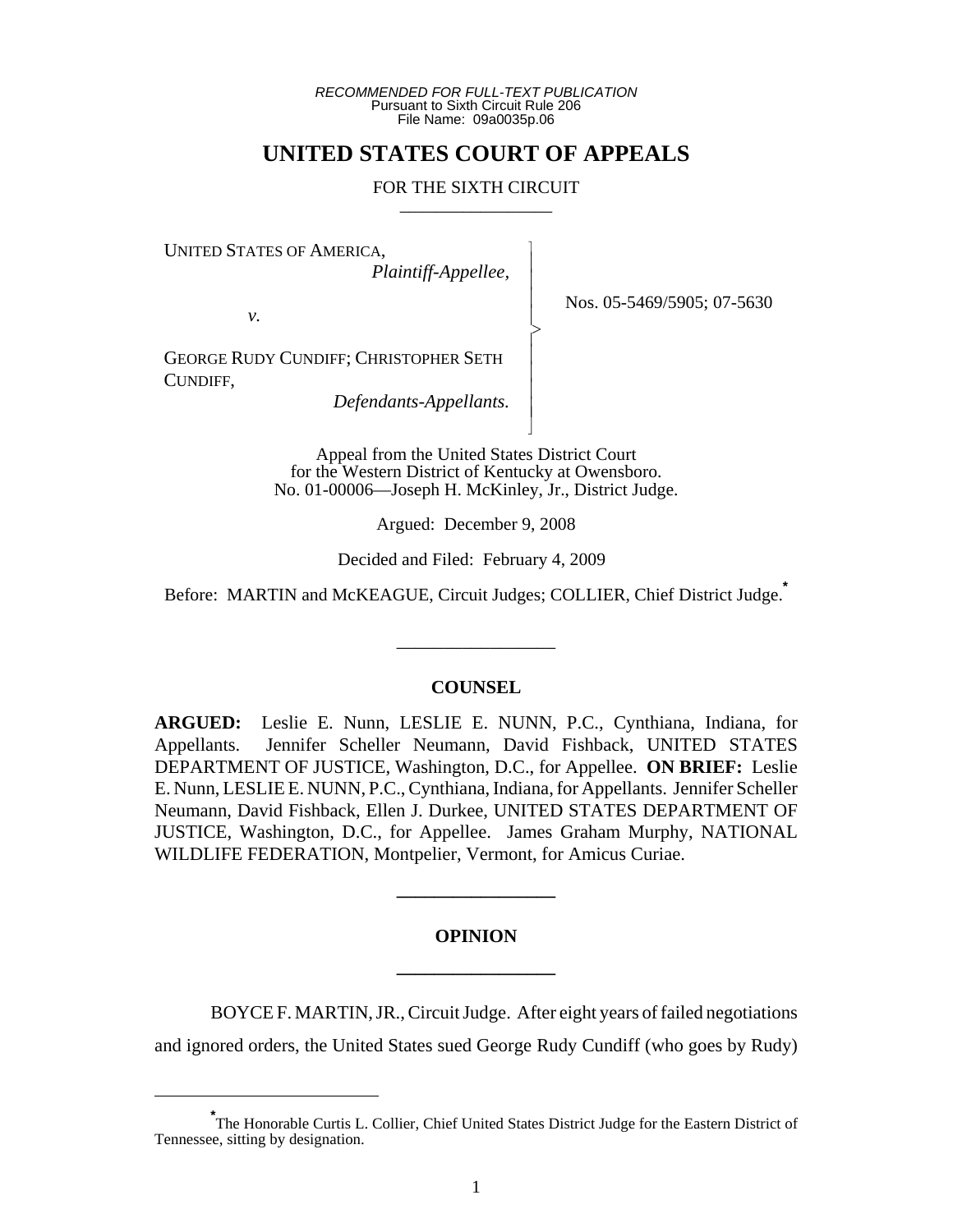*RECOMMENDED FOR FULL-TEXT PUBLICATION*
Pursuant to Sixth Circuit Rule 206
File Name: 09a0035p.06

# UNITED STATES COURT OF APPEALS

FOR THE SIXTH CIRCUIT

UNITED STATES OF AMERICA,
*Plaintiff-Appellee*,

*v.*

GEORGE RUDY CUNDIFF; CHRISTOPHER SETH CUNDIFF,
*Defendants-Appellants.*

Nos. 05-5469/5905; 07-5630

Appeal from the United States District Court for the Western District of Kentucky at Owensboro.
No. 01-00006—Joseph H. McKinley, Jr., District Judge.

Argued: December 9, 2008

Decided and Filed: February 4, 2009

Before: MARTIN and McKEAGUE, Circuit Judges; COLLIER, Chief District Judge.[*]

## COUNSEL

**ARGUED:** Leslie E. Nunn, LESLIE E. NUNN, P.C., Cynthiana, Indiana, for Appellants. Jennifer Scheller Neumann, David Fishback, UNITED STATES DEPARTMENT OF JUSTICE, Washington, D.C., for Appellee. **ON BRIEF:** Leslie E. Nunn, LESLIE E. NUNN, P.C., Cynthiana, Indiana, for Appellants. Jennifer Scheller Neumann, David Fishback, Ellen J. Durkee, UNITED STATES DEPARTMENT OF JUSTICE, Washington, D.C., for Appellee. James Graham Murphy, NATIONAL WILDLIFE FEDERATION, Montpelier, Vermont, for Amicus Curiae.

## OPINION

BOYCE F. MARTIN, JR., Circuit Judge. After eight years of failed negotiations and ignored orders, the United States sued George Rudy Cundiff (who goes by Rudy)

[*] The Honorable Curtis L. Collier, Chief United States District Judge for the Eastern District of Tennessee, sitting by designation.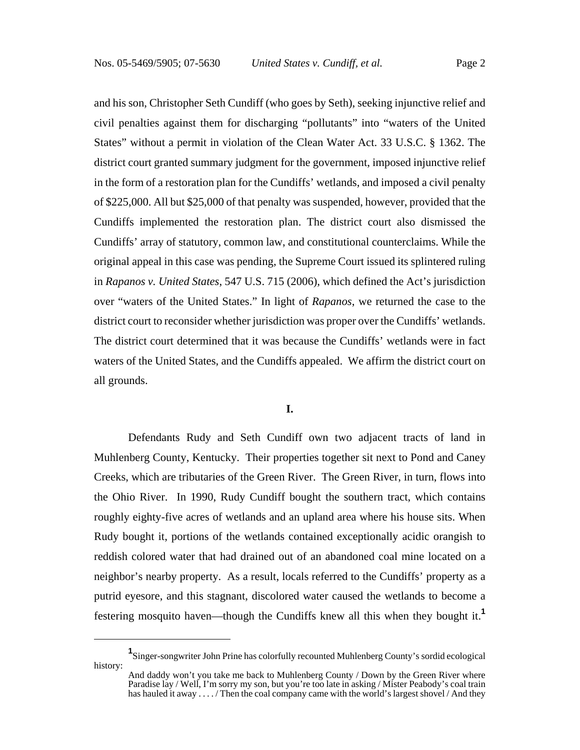and his son, Christopher Seth Cundiff (who goes by Seth), seeking injunctive relief and civil penalties against them for discharging "pollutants" into "waters of the United States" without a permit in violation of the Clean Water Act. 33 U.S.C. § 1362. The district court granted summary judgment for the government, imposed injunctive relief in the form of a restoration plan for the Cundiffs' wetlands, and imposed a civil penalty of $225,000. All but $25,000 of that penalty was suspended, however, provided that the Cundiffs implemented the restoration plan. The district court also dismissed the Cundiffs' array of statutory, common law, and constitutional counterclaims. While the original appeal in this case was pending, the Supreme Court issued its splintered ruling in *Rapanos v. United States*, 547 U.S. 715 (2006), which defined the Act's jurisdiction over "waters of the United States." In light of *Rapanos*, we returned the case to the district court to reconsider whether jurisdiction was proper over the Cundiffs' wetlands. The district court determined that it was because the Cundiffs' wetlands were in fact waters of the United States, and the Cundiffs appealed. We affirm the district court on all grounds.

## I.

Defendants Rudy and Seth Cundiff own two adjacent tracts of land in Muhlenberg County, Kentucky. Their properties together sit next to Pond and Caney Creeks, which are tributaries of the Green River. The Green River, in turn, flows into the Ohio River. In 1990, Rudy Cundiff bought the southern tract, which contains roughly eighty-five acres of wetlands and an upland area where his house sits. When Rudy bought it, portions of the wetlands contained exceptionally acidic orangish to reddish colored water that had drained out of an abandoned coal mine located on a neighbor's nearby property. As a result, locals referred to the Cundiffs' property as a putrid eyesore, and this stagnant, discolored water caused the wetlands to become a festering mosquito haven—though the Cundiffs knew all this when they bought it.[1]

---

[1] Singer-songwriter John Prine has colorfully recounted Muhlenberg County's sordid ecological history:

> And daddy won't you take me back to Muhlenberg County / Down by the Green River where Paradise lay / Well, I'm sorry my son, but you're too late in asking / Mister Peabody's coal train has hauled it away . . . . / Then the coal company came with the world's largest shovel / And they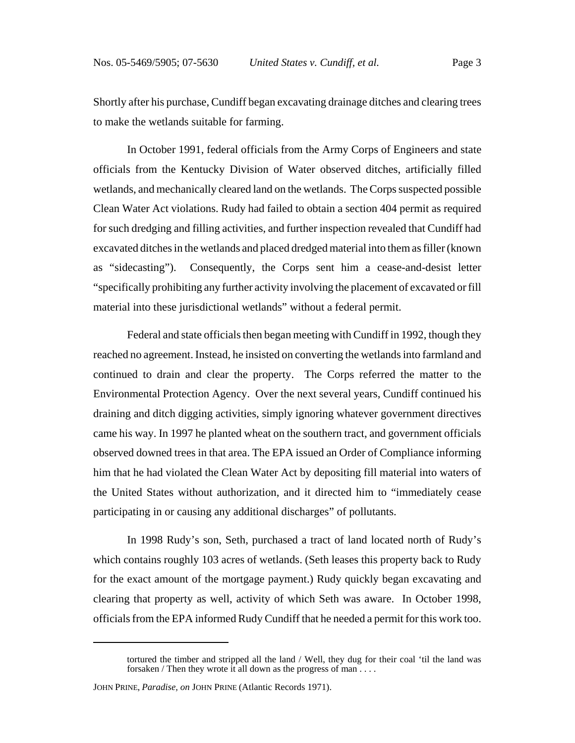Shortly after his purchase, Cundiff began excavating drainage ditches and clearing trees to make the wetlands suitable for farming.

In October 1991, federal officials from the Army Corps of Engineers and state officials from the Kentucky Division of Water observed ditches, artificially filled wetlands, and mechanically cleared land on the wetlands. The Corps suspected possible Clean Water Act violations. Rudy had failed to obtain a section 404 permit as required for such dredging and filling activities, and further inspection revealed that Cundiff had excavated ditches in the wetlands and placed dredged material into them as filler (known as "sidecasting"). Consequently, the Corps sent him a cease-and-desist letter "specifically prohibiting any further activity involving the placement of excavated or fill material into these jurisdictional wetlands" without a federal permit.

Federal and state officials then began meeting with Cundiff in 1992, though they reached no agreement. Instead, he insisted on converting the wetlands into farmland and continued to drain and clear the property. The Corps referred the matter to the Environmental Protection Agency. Over the next several years, Cundiff continued his draining and ditch digging activities, simply ignoring whatever government directives came his way. In 1997 he planted wheat on the southern tract, and government officials observed downed trees in that area. The EPA issued an Order of Compliance informing him that he had violated the Clean Water Act by depositing fill material into waters of the United States without authorization, and it directed him to "immediately cease participating in or causing any additional discharges" of pollutants.

In 1998 Rudy's son, Seth, purchased a tract of land located north of Rudy's which contains roughly 103 acres of wetlands. (Seth leases this property back to Rudy for the exact amount of the mortgage payment.) Rudy quickly began excavating and clearing that property as well, activity of which Seth was aware. In October 1998, officials from the EPA informed Rudy Cundiff that he needed a permit for this work too.

---

tortured the timber and stripped all the land / Well, they dug for their coal 'til the land was forsaken / Then they wrote it all down as the progress of man . . . .

JOHN PRINE, *Paradise, on* JOHN PRINE (Atlantic Records 1971).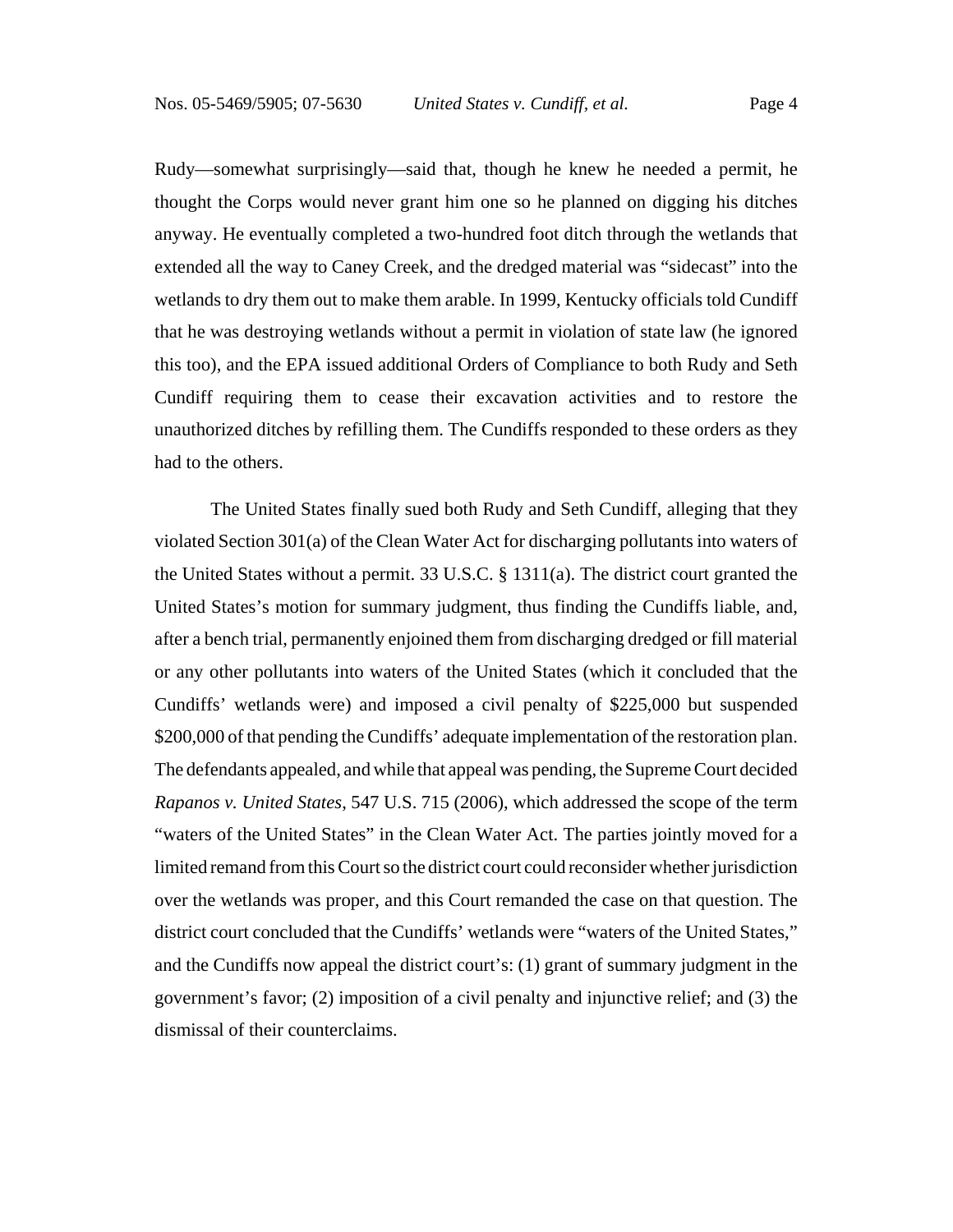Rudy—somewhat surprisingly—said that, though he knew he needed a permit, he thought the Corps would never grant him one so he planned on digging his ditches anyway. He eventually completed a two-hundred foot ditch through the wetlands that extended all the way to Caney Creek, and the dredged material was "sidecast" into the wetlands to dry them out to make them arable. In 1999, Kentucky officials told Cundiff that he was destroying wetlands without a permit in violation of state law (he ignored this too), and the EPA issued additional Orders of Compliance to both Rudy and Seth Cundiff requiring them to cease their excavation activities and to restore the unauthorized ditches by refilling them. The Cundiffs responded to these orders as they had to the others.

The United States finally sued both Rudy and Seth Cundiff, alleging that they violated Section 301(a) of the Clean Water Act for discharging pollutants into waters of the United States without a permit. 33 U.S.C. § 1311(a). The district court granted the United States's motion for summary judgment, thus finding the Cundiffs liable, and, after a bench trial, permanently enjoined them from discharging dredged or fill material or any other pollutants into waters of the United States (which it concluded that the Cundiffs' wetlands were) and imposed a civil penalty of $225,000 but suspended $200,000 of that pending the Cundiffs' adequate implementation of the restoration plan. The defendants appealed, and while that appeal was pending, the Supreme Court decided *Rapanos v. United States*, 547 U.S. 715 (2006), which addressed the scope of the term "waters of the United States" in the Clean Water Act. The parties jointly moved for a limited remand from this Court so the district court could reconsider whether jurisdiction over the wetlands was proper, and this Court remanded the case on that question. The district court concluded that the Cundiffs' wetlands were "waters of the United States," and the Cundiffs now appeal the district court's: (1) grant of summary judgment in the government's favor; (2) imposition of a civil penalty and injunctive relief; and (3) the dismissal of their counterclaims.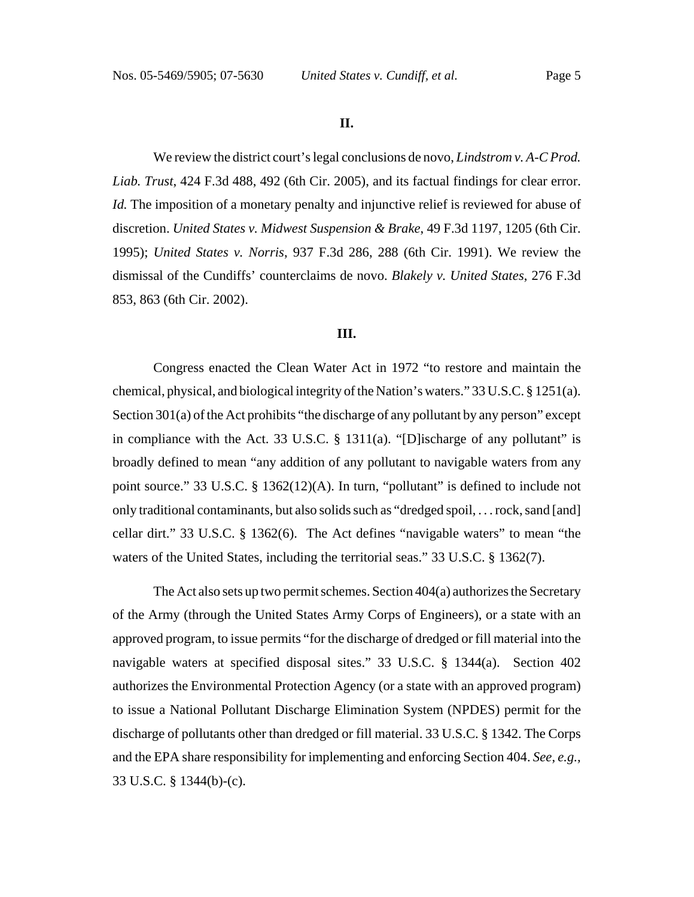## II.

We review the district court's legal conclusions de novo, *Lindstrom v. A-C Prod. Liab. Trust*, 424 F.3d 488, 492 (6th Cir. 2005), and its factual findings for clear error. *Id.* The imposition of a monetary penalty and injunctive relief is reviewed for abuse of discretion. *United States v. Midwest Suspension & Brake*, 49 F.3d 1197, 1205 (6th Cir. 1995); *United States v. Norris*, 937 F.3d 286, 288 (6th Cir. 1991). We review the dismissal of the Cundiffs' counterclaims de novo. *Blakely v. United States*, 276 F.3d 853, 863 (6th Cir. 2002).

## III.

Congress enacted the Clean Water Act in 1972 "to restore and maintain the chemical, physical, and biological integrity of the Nation's waters." 33 U.S.C. § 1251(a). Section 301(a) of the Act prohibits "the discharge of any pollutant by any person" except in compliance with the Act. 33 U.S.C. § 1311(a). "[D]ischarge of any pollutant" is broadly defined to mean "any addition of any pollutant to navigable waters from any point source." 33 U.S.C. § 1362(12)(A). In turn, "pollutant" is defined to include not only traditional contaminants, but also solids such as "dredged spoil, . . . rock, sand [and] cellar dirt." 33 U.S.C. § 1362(6). The Act defines "navigable waters" to mean "the waters of the United States, including the territorial seas." 33 U.S.C. § 1362(7).

The Act also sets up two permit schemes. Section 404(a) authorizes the Secretary of the Army (through the United States Army Corps of Engineers), or a state with an approved program, to issue permits "for the discharge of dredged or fill material into the navigable waters at specified disposal sites." 33 U.S.C. § 1344(a). Section 402 authorizes the Environmental Protection Agency (or a state with an approved program) to issue a National Pollutant Discharge Elimination System (NPDES) permit for the discharge of pollutants other than dredged or fill material. 33 U.S.C. § 1342. The Corps and the EPA share responsibility for implementing and enforcing Section 404. *See, e.g.*, 33 U.S.C. § 1344(b)-(c).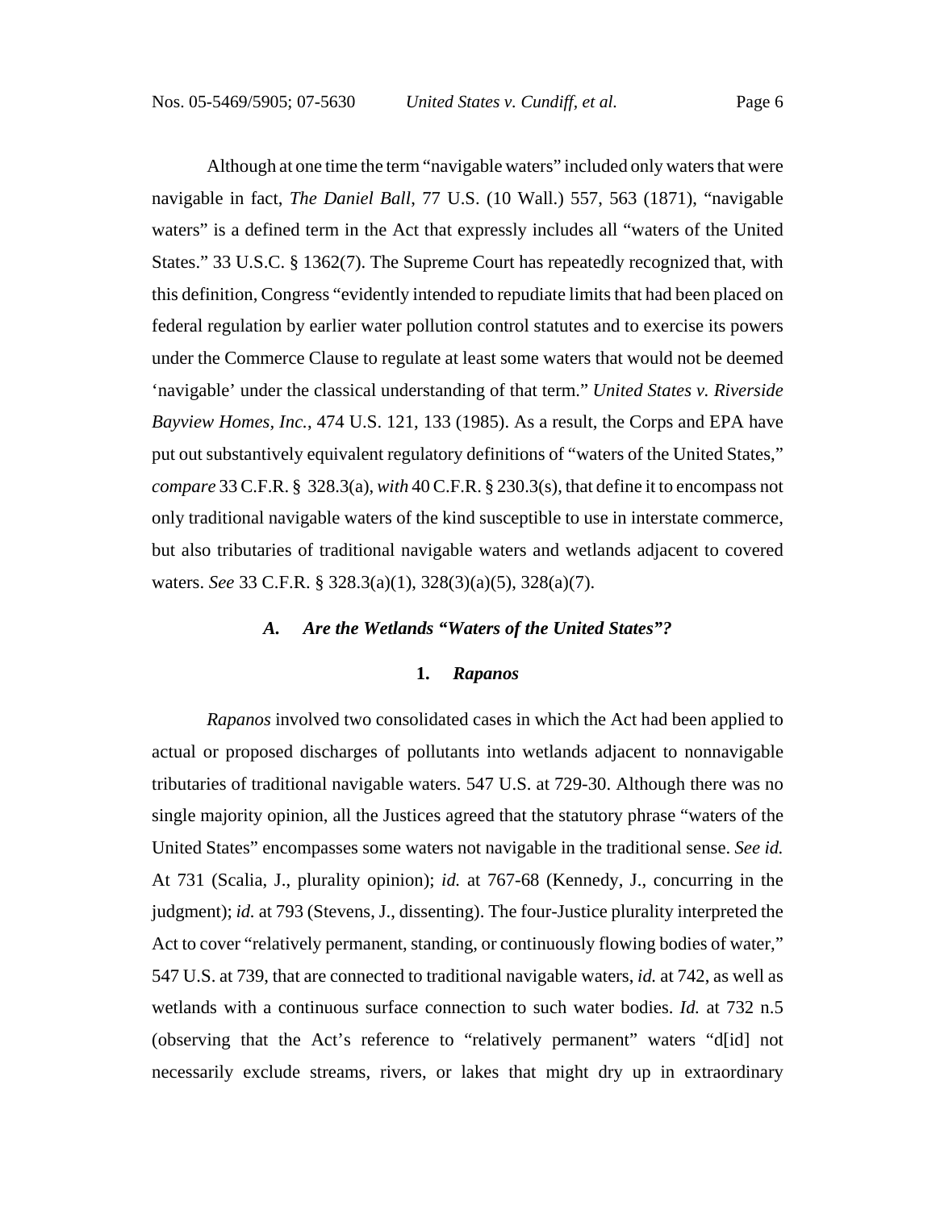Although at one time the term "navigable waters" included only waters that were navigable in fact, *The Daniel Ball*, 77 U.S. (10 Wall.) 557, 563 (1871), "navigable waters" is a defined term in the Act that expressly includes all "waters of the United States." 33 U.S.C. § 1362(7). The Supreme Court has repeatedly recognized that, with this definition, Congress "evidently intended to repudiate limits that had been placed on federal regulation by earlier water pollution control statutes and to exercise its powers under the Commerce Clause to regulate at least some waters that would not be deemed 'navigable' under the classical understanding of that term." *United States v. Riverside Bayview Homes, Inc.*, 474 U.S. 121, 133 (1985). As a result, the Corps and EPA have put out substantively equivalent regulatory definitions of "waters of the United States," *compare* 33 C.F.R. § 328.3(a), *with* 40 C.F.R. § 230.3(s), that define it to encompass not only traditional navigable waters of the kind susceptible to use in interstate commerce, but also tributaries of traditional navigable waters and wetlands adjacent to covered waters. *See* 33 C.F.R. § 328.3(a)(1), 328(3)(a)(5), 328(a)(7).

### *A. Are the Wetlands "Waters of the United States"?*

#### 1. *Rapanos*

*Rapanos* involved two consolidated cases in which the Act had been applied to actual or proposed discharges of pollutants into wetlands adjacent to nonnavigable tributaries of traditional navigable waters. 547 U.S. at 729-30. Although there was no single majority opinion, all the Justices agreed that the statutory phrase "waters of the United States" encompasses some waters not navigable in the traditional sense. *See id.* At 731 (Scalia, J., plurality opinion); *id.* at 767-68 (Kennedy, J., concurring in the judgment); *id.* at 793 (Stevens, J., dissenting). The four-Justice plurality interpreted the Act to cover "relatively permanent, standing, or continuously flowing bodies of water," 547 U.S. at 739, that are connected to traditional navigable waters, *id.* at 742, as well as wetlands with a continuous surface connection to such water bodies. *Id.* at 732 n.5 (observing that the Act's reference to "relatively permanent" waters "d[id] not necessarily exclude streams, rivers, or lakes that might dry up in extraordinary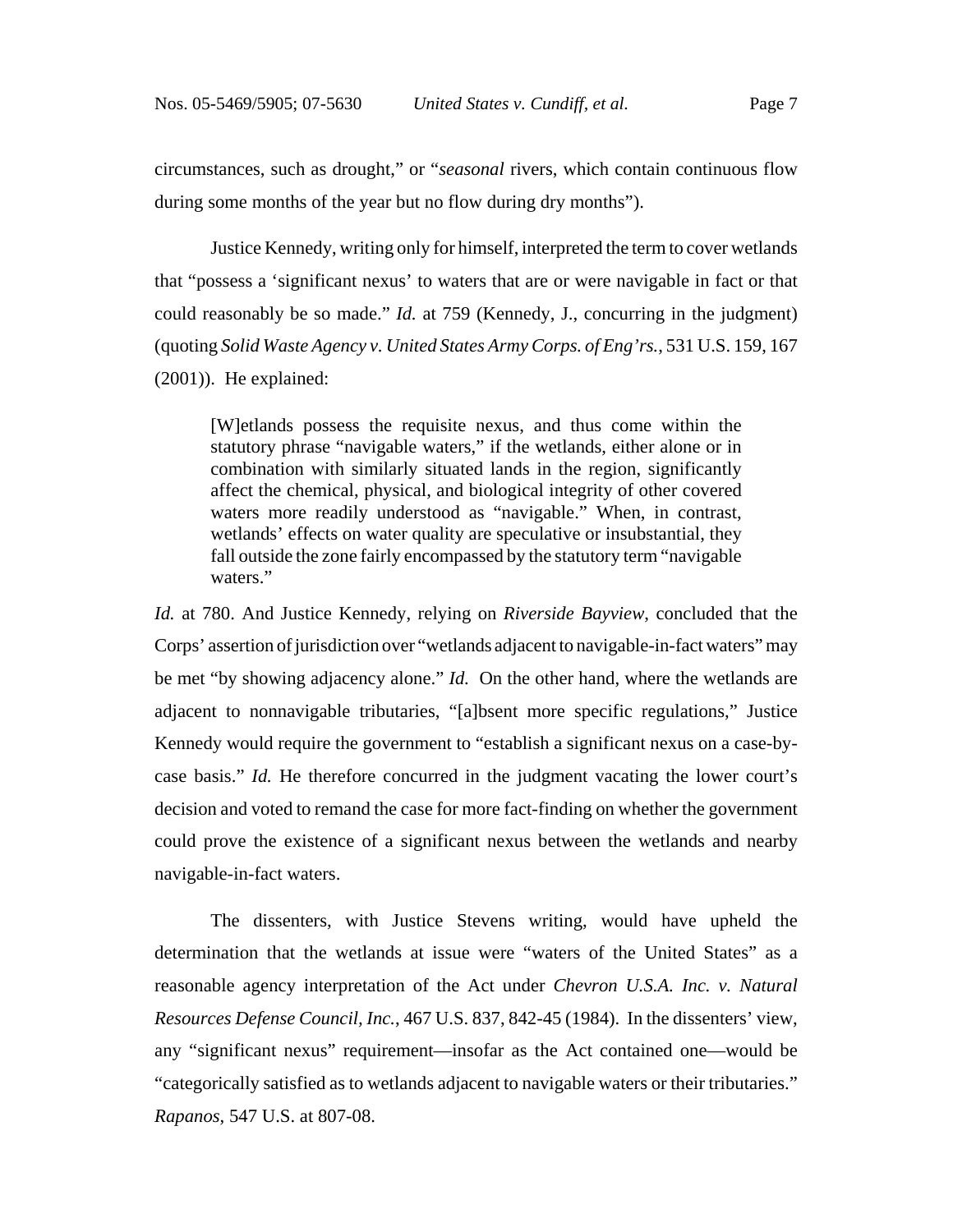circumstances, such as drought," or "*seasonal* rivers, which contain continuous flow during some months of the year but no flow during dry months").

Justice Kennedy, writing only for himself, interpreted the term to cover wetlands that "possess a 'significant nexus' to waters that are or were navigable in fact or that could reasonably be so made." *Id.* at 759 (Kennedy, J., concurring in the judgment) (quoting *Solid Waste Agency v. United States Army Corps. of Eng'rs.*, 531 U.S. 159, 167 (2001)). He explained:

> [W]etlands possess the requisite nexus, and thus come within the statutory phrase "navigable waters," if the wetlands, either alone or in combination with similarly situated lands in the region, significantly affect the chemical, physical, and biological integrity of other covered waters more readily understood as "navigable." When, in contrast, wetlands' effects on water quality are speculative or insubstantial, they fall outside the zone fairly encompassed by the statutory term "navigable waters."

*Id.* at 780. And Justice Kennedy, relying on *Riverside Bayview*, concluded that the Corps' assertion of jurisdiction over "wetlands adjacent to navigable-in-fact waters" may be met "by showing adjacency alone." *Id.* On the other hand, where the wetlands are adjacent to nonnavigable tributaries, "[a]bsent more specific regulations," Justice Kennedy would require the government to "establish a significant nexus on a case-by-case basis." *Id.* He therefore concurred in the judgment vacating the lower court's decision and voted to remand the case for more fact-finding on whether the government could prove the existence of a significant nexus between the wetlands and nearby navigable-in-fact waters.

The dissenters, with Justice Stevens writing, would have upheld the determination that the wetlands at issue were "waters of the United States" as a reasonable agency interpretation of the Act under *Chevron U.S.A. Inc. v. Natural Resources Defense Council, Inc.*, 467 U.S. 837, 842-45 (1984). In the dissenters' view, any "significant nexus" requirement—insofar as the Act contained one—would be "categorically satisfied as to wetlands adjacent to navigable waters or their tributaries." *Rapanos*, 547 U.S. at 807-08.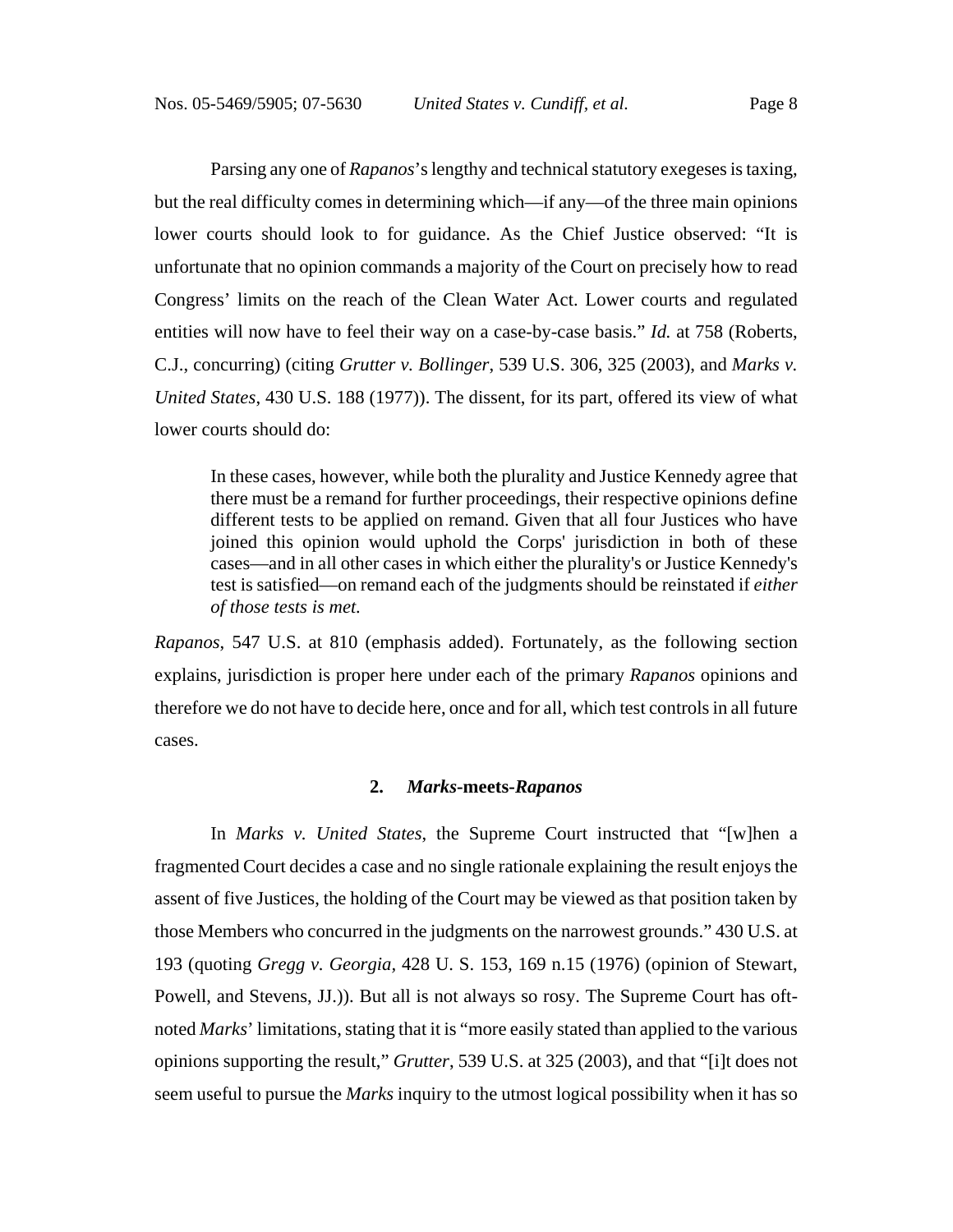Parsing any one of *Rapanos*'s lengthy and technical statutory exegeses is taxing, but the real difficulty comes in determining which—if any—of the three main opinions lower courts should look to for guidance. As the Chief Justice observed: "It is unfortunate that no opinion commands a majority of the Court on precisely how to read Congress' limits on the reach of the Clean Water Act. Lower courts and regulated entities will now have to feel their way on a case-by-case basis." *Id.* at 758 (Roberts, C.J., concurring) (citing *Grutter v. Bollinger*, 539 U.S. 306, 325 (2003), and *Marks v. United States*, 430 U.S. 188 (1977)). The dissent, for its part, offered its view of what lower courts should do:

> In these cases, however, while both the plurality and Justice Kennedy agree that there must be a remand for further proceedings, their respective opinions define different tests to be applied on remand. Given that all four Justices who have joined this opinion would uphold the Corps' jurisdiction in both of these cases—and in all other cases in which either the plurality's or Justice Kennedy's test is satisfied—on remand each of the judgments should be reinstated if *either of those tests is met.*

*Rapanos*, 547 U.S. at 810 (emphasis added). Fortunately, as the following section explains, jurisdiction is proper here under each of the primary *Rapanos* opinions and therefore we do not have to decide here, once and for all, which test controls in all future cases.

### 2. *Marks*-meets-*Rapanos*

In *Marks v. United States*, the Supreme Court instructed that "[w]hen a fragmented Court decides a case and no single rationale explaining the result enjoys the assent of five Justices, the holding of the Court may be viewed as that position taken by those Members who concurred in the judgments on the narrowest grounds." 430 U.S. at 193 (quoting *Gregg v. Georgia*, 428 U. S. 153, 169 n.15 (1976) (opinion of Stewart, Powell, and Stevens, JJ.)). But all is not always so rosy. The Supreme Court has oft-noted *Marks*' limitations, stating that it is "more easily stated than applied to the various opinions supporting the result," *Grutter*, 539 U.S. at 325 (2003), and that "[i]t does not seem useful to pursue the *Marks* inquiry to the utmost logical possibility when it has so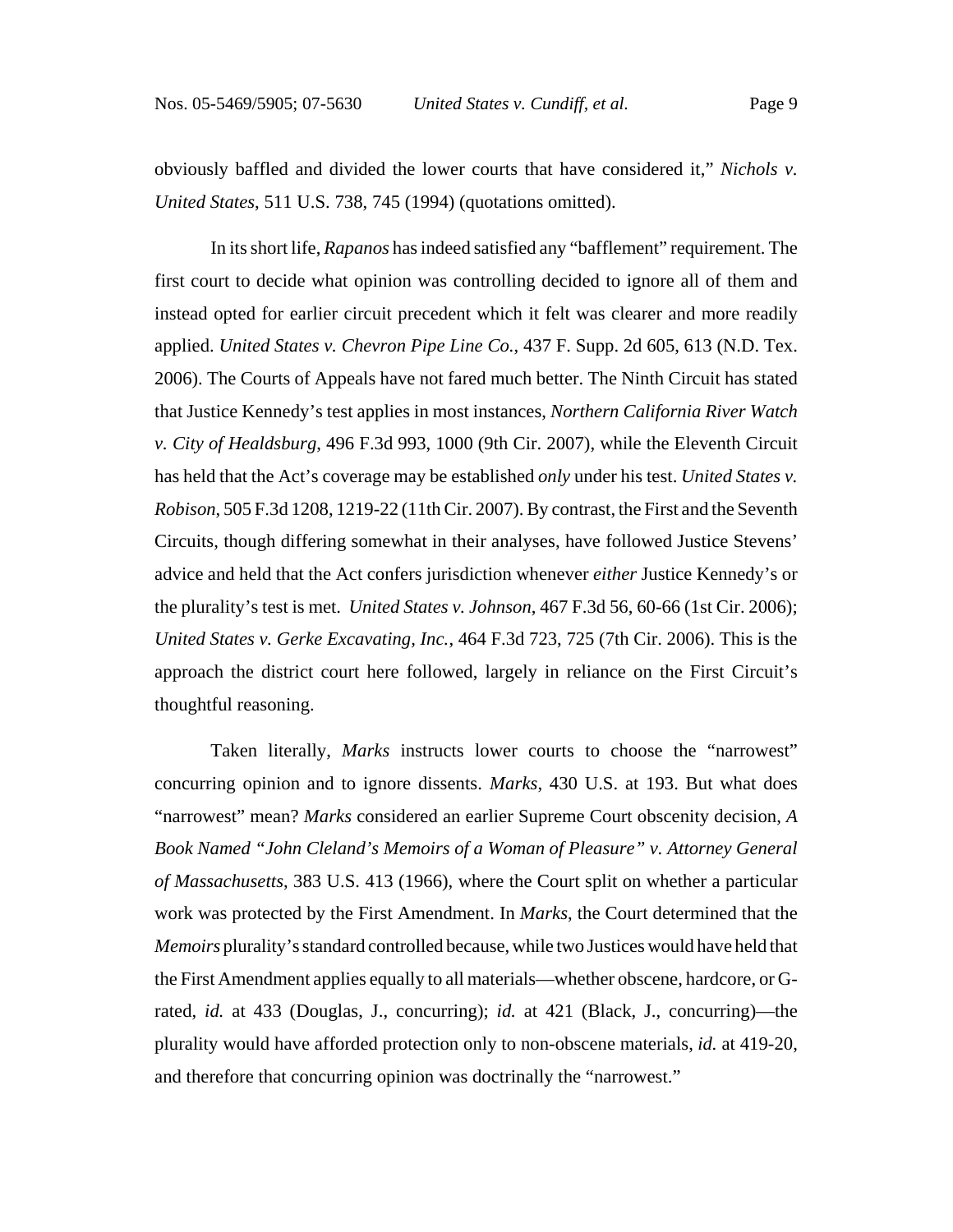obviously baffled and divided the lower courts that have considered it," *Nichols v. United States*, 511 U.S. 738, 745 (1994) (quotations omitted).

In its short life, *Rapanos* has indeed satisfied any "bafflement" requirement. The first court to decide what opinion was controlling decided to ignore all of them and instead opted for earlier circuit precedent which it felt was clearer and more readily applied. *United States v. Chevron Pipe Line Co.*, 437 F. Supp. 2d 605, 613 (N.D. Tex. 2006). The Courts of Appeals have not fared much better. The Ninth Circuit has stated that Justice Kennedy's test applies in most instances, *Northern California River Watch v. City of Healdsburg*, 496 F.3d 993, 1000 (9th Cir. 2007), while the Eleventh Circuit has held that the Act's coverage may be established *only* under his test. *United States v. Robison*, 505 F.3d 1208, 1219-22 (11th Cir. 2007). By contrast, the First and the Seventh Circuits, though differing somewhat in their analyses, have followed Justice Stevens' advice and held that the Act confers jurisdiction whenever *either* Justice Kennedy's or the plurality's test is met. *United States v. Johnson*, 467 F.3d 56, 60-66 (1st Cir. 2006); *United States v. Gerke Excavating, Inc.*, 464 F.3d 723, 725 (7th Cir. 2006). This is the approach the district court here followed, largely in reliance on the First Circuit's thoughtful reasoning.

Taken literally, *Marks* instructs lower courts to choose the "narrowest" concurring opinion and to ignore dissents. *Marks*, 430 U.S. at 193. But what does "narrowest" mean? *Marks* considered an earlier Supreme Court obscenity decision, *A Book Named "John Cleland's Memoirs of a Woman of Pleasure" v. Attorney General of Massachusetts*, 383 U.S. 413 (1966), where the Court split on whether a particular work was protected by the First Amendment. In *Marks*, the Court determined that the *Memoirs* plurality's standard controlled because, while two Justices would have held that the First Amendment applies equally to all materials—whether obscene, hardcore, or G-rated, *id.* at 433 (Douglas, J., concurring); *id.* at 421 (Black, J., concurring)—the plurality would have afforded protection only to non-obscene materials, *id.* at 419-20, and therefore that concurring opinion was doctrinally the "narrowest."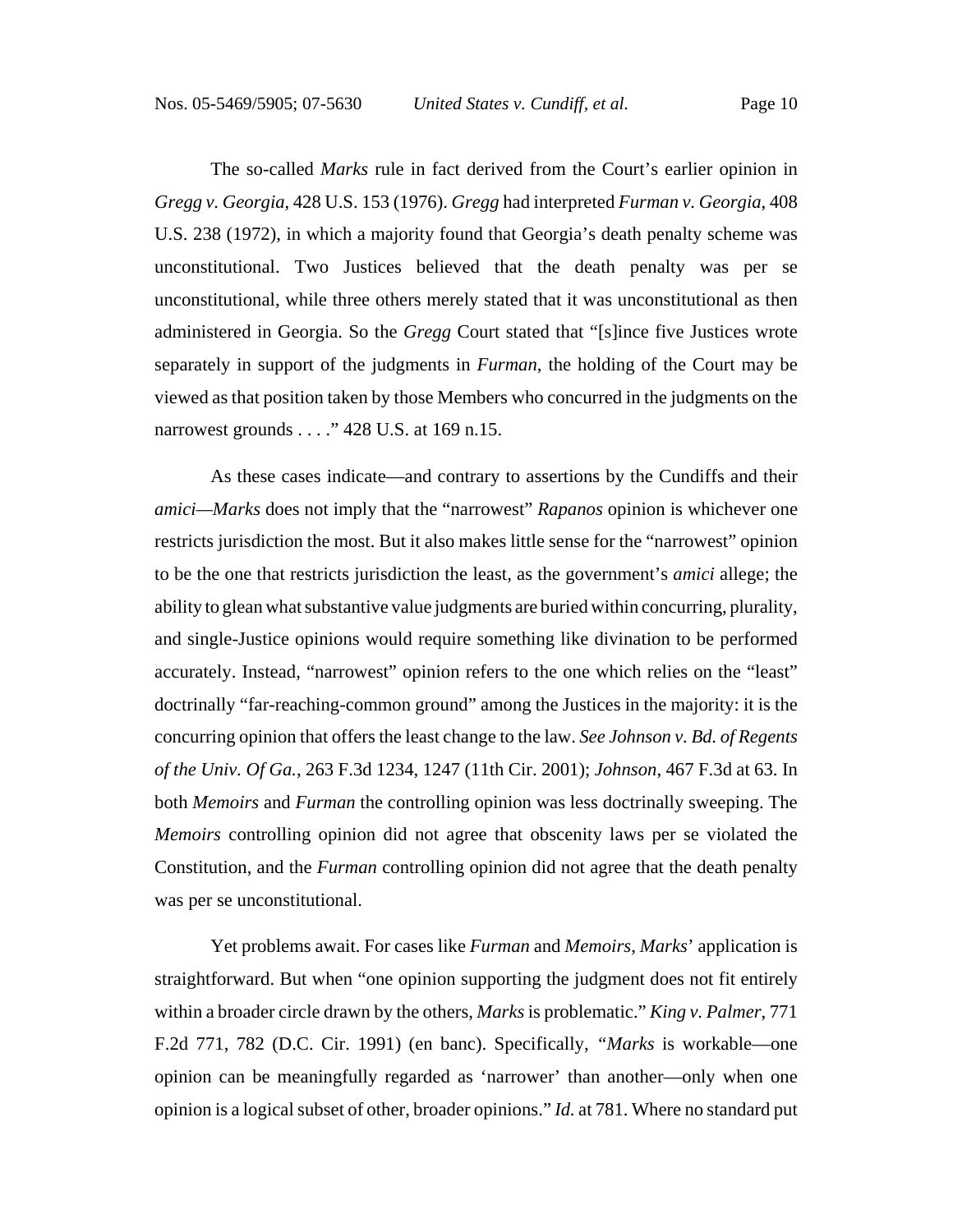The so-called *Marks* rule in fact derived from the Court's earlier opinion in *Gregg v. Georgia*, 428 U.S. 153 (1976). *Gregg* had interpreted *Furman v. Georgia*, 408 U.S. 238 (1972), in which a majority found that Georgia's death penalty scheme was unconstitutional. Two Justices believed that the death penalty was per se unconstitutional, while three others merely stated that it was unconstitutional as then administered in Georgia. So the *Gregg* Court stated that "[s]ince five Justices wrote separately in support of the judgments in *Furman*, the holding of the Court may be viewed as that position taken by those Members who concurred in the judgments on the narrowest grounds . . . ." 428 U.S. at 169 n.15.

As these cases indicate—and contrary to assertions by the Cundiffs and their *amici*—*Marks* does not imply that the "narrowest" *Rapanos* opinion is whichever one restricts jurisdiction the most. But it also makes little sense for the "narrowest" opinion to be the one that restricts jurisdiction the least, as the government's *amici* allege; the ability to glean what substantive value judgments are buried within concurring, plurality, and single-Justice opinions would require something like divination to be performed accurately. Instead, "narrowest" opinion refers to the one which relies on the "least" doctrinally "far-reaching-common ground" among the Justices in the majority: it is the concurring opinion that offers the least change to the law. *See Johnson v. Bd. of Regents of the Univ. Of Ga.*, 263 F.3d 1234, 1247 (11th Cir. 2001); *Johnson*, 467 F.3d at 63. In both *Memoirs* and *Furman* the controlling opinion was less doctrinally sweeping. The *Memoirs* controlling opinion did not agree that obscenity laws per se violated the Constitution, and the *Furman* controlling opinion did not agree that the death penalty was per se unconstitutional.

Yet problems await. For cases like *Furman* and *Memoirs*, *Marks*' application is straightforward. But when "one opinion supporting the judgment does not fit entirely within a broader circle drawn by the others, *Marks* is problematic." *King v. Palmer*, 771 F.2d 771, 782 (D.C. Cir. 1991) (en banc). Specifically, "*Marks* is workable—one opinion can be meaningfully regarded as 'narrower' than another—only when one opinion is a logical subset of other, broader opinions." *Id.* at 781. Where no standard put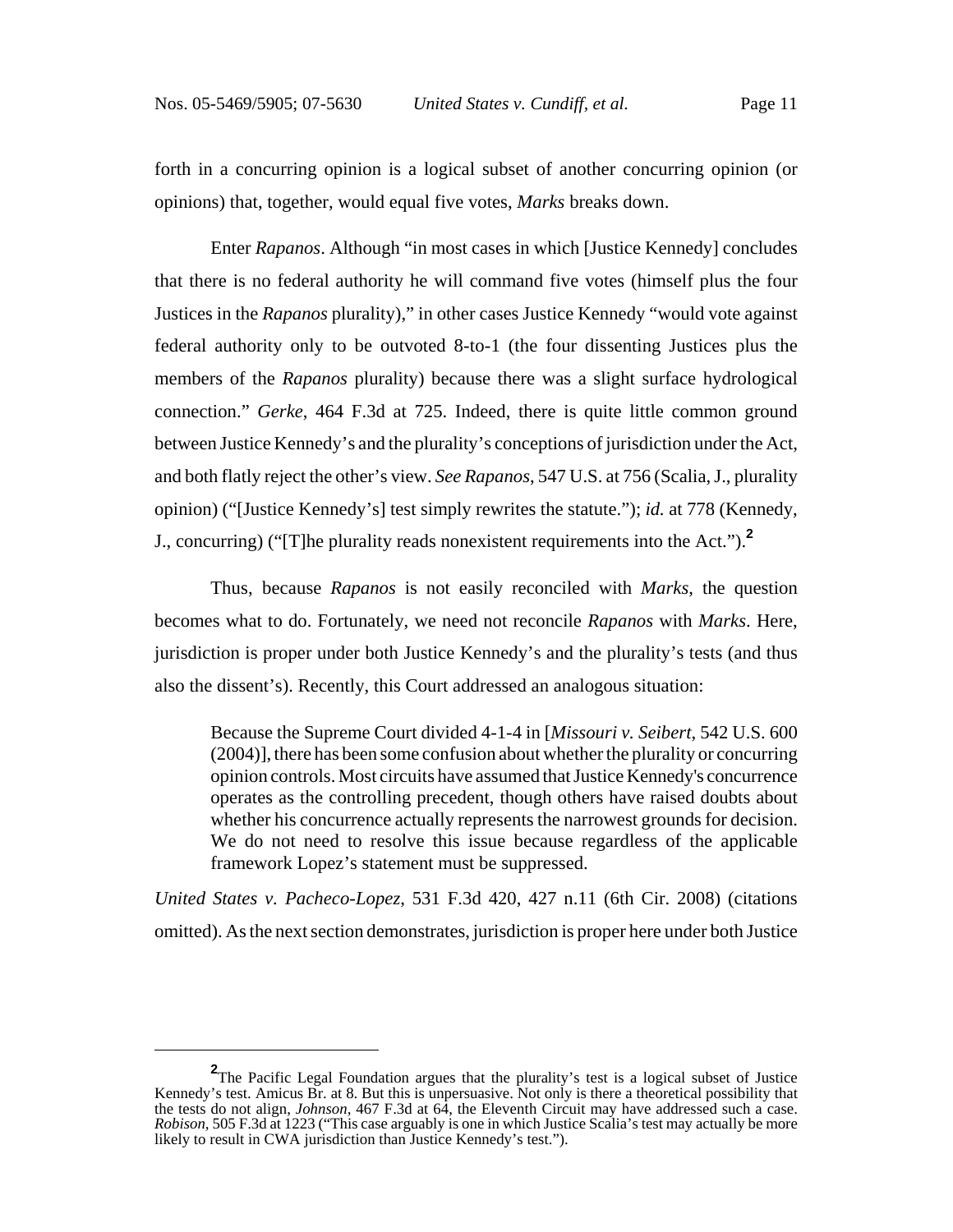forth in a concurring opinion is a logical subset of another concurring opinion (or opinions) that, together, would equal five votes, *Marks* breaks down.

Enter *Rapanos*. Although "in most cases in which [Justice Kennedy] concludes that there is no federal authority he will command five votes (himself plus the four Justices in the *Rapanos* plurality)," in other cases Justice Kennedy "would vote against federal authority only to be outvoted 8-to-1 (the four dissenting Justices plus the members of the *Rapanos* plurality) because there was a slight surface hydrological connection." *Gerke*, 464 F.3d at 725. Indeed, there is quite little common ground between Justice Kennedy's and the plurality's conceptions of jurisdiction under the Act, and both flatly reject the other's view. *See Rapanos*, 547 U.S. at 756 (Scalia, J., plurality opinion) ("[Justice Kennedy's] test simply rewrites the statute."); *id.* at 778 (Kennedy, J., concurring) ("[T]he plurality reads nonexistent requirements into the Act.").[2]

Thus, because *Rapanos* is not easily reconciled with *Marks*, the question becomes what to do. Fortunately, we need not reconcile *Rapanos* with *Marks*. Here, jurisdiction is proper under both Justice Kennedy's and the plurality's tests (and thus also the dissent's). Recently, this Court addressed an analogous situation:

> Because the Supreme Court divided 4-1-4 in [*Missouri v. Seibert*, 542 U.S. 600 (2004)], there has been some confusion about whether the plurality or concurring opinion controls. Most circuits have assumed that Justice Kennedy's concurrence operates as the controlling precedent, though others have raised doubts about whether his concurrence actually represents the narrowest grounds for decision. We do not need to resolve this issue because regardless of the applicable framework Lopez's statement must be suppressed.

*United States v. Pacheco-Lopez*, 531 F.3d 420, 427 n.11 (6th Cir. 2008) (citations omitted). As the next section demonstrates, jurisdiction is proper here under both Justice

---

[2] The Pacific Legal Foundation argues that the plurality's test is a logical subset of Justice Kennedy's test. Amicus Br. at 8. But this is unpersuasive. Not only is there a theoretical possibility that the tests do not align, *Johnson*, 467 F.3d at 64, the Eleventh Circuit may have addressed such a case. *Robison*, 505 F.3d at 1223 ("This case arguably is one in which Justice Scalia's test may actually be more likely to result in CWA jurisdiction than Justice Kennedy's test.").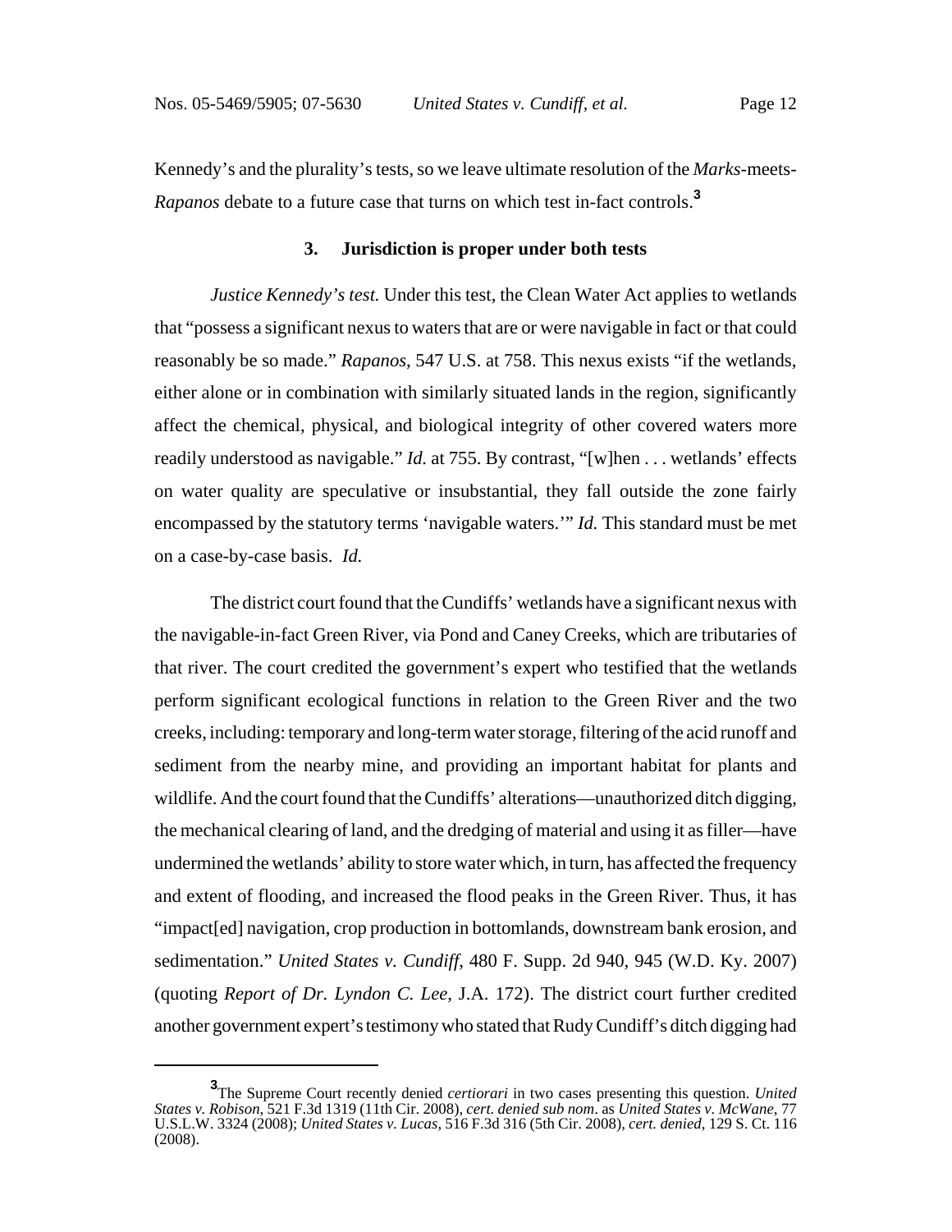Kennedy's and the plurality's tests, so we leave ultimate resolution of the *Marks*-meets-*Rapanos* debate to a future case that turns on which test in-fact controls.[3]

### 3. Jurisdiction is proper under both tests

*Justice Kennedy's test.* Under this test, the Clean Water Act applies to wetlands that "possess a significant nexus to waters that are or were navigable in fact or that could reasonably be so made." *Rapanos*, 547 U.S. at 758. This nexus exists "if the wetlands, either alone or in combination with similarly situated lands in the region, significantly affect the chemical, physical, and biological integrity of other covered waters more readily understood as navigable." *Id.* at 755. By contrast, "[w]hen . . . wetlands' effects on water quality are speculative or insubstantial, they fall outside the zone fairly encompassed by the statutory terms 'navigable waters.'" *Id.* This standard must be met on a case-by-case basis. *Id.*

The district court found that the Cundiffs' wetlands have a significant nexus with the navigable-in-fact Green River, via Pond and Caney Creeks, which are tributaries of that river. The court credited the government's expert who testified that the wetlands perform significant ecological functions in relation to the Green River and the two creeks, including: temporary and long-term water storage, filtering of the acid runoff and sediment from the nearby mine, and providing an important habitat for plants and wildlife. And the court found that the Cundiffs' alterations—unauthorized ditch digging, the mechanical clearing of land, and the dredging of material and using it as filler—have undermined the wetlands' ability to store water which, in turn, has affected the frequency and extent of flooding, and increased the flood peaks in the Green River. Thus, it has "impact[ed] navigation, crop production in bottomlands, downstream bank erosion, and sedimentation." *United States v. Cundiff*, 480 F. Supp. 2d 940, 945 (W.D. Ky. 2007) (quoting *Report of Dr. Lyndon C. Lee*, J.A. 172). The district court further credited another government expert's testimony who stated that Rudy Cundiff's ditch digging had

---

[3] The Supreme Court recently denied *certiorari* in two cases presenting this question. *United States v. Robison*, 521 F.3d 1319 (11th Cir. 2008), *cert. denied sub nom*. as *United States v. McWane*, 77 U.S.L.W. 3324 (2008); *United States v. Lucas*, 516 F.3d 316 (5th Cir. 2008), *cert. denied*, 129 S. Ct. 116 (2008).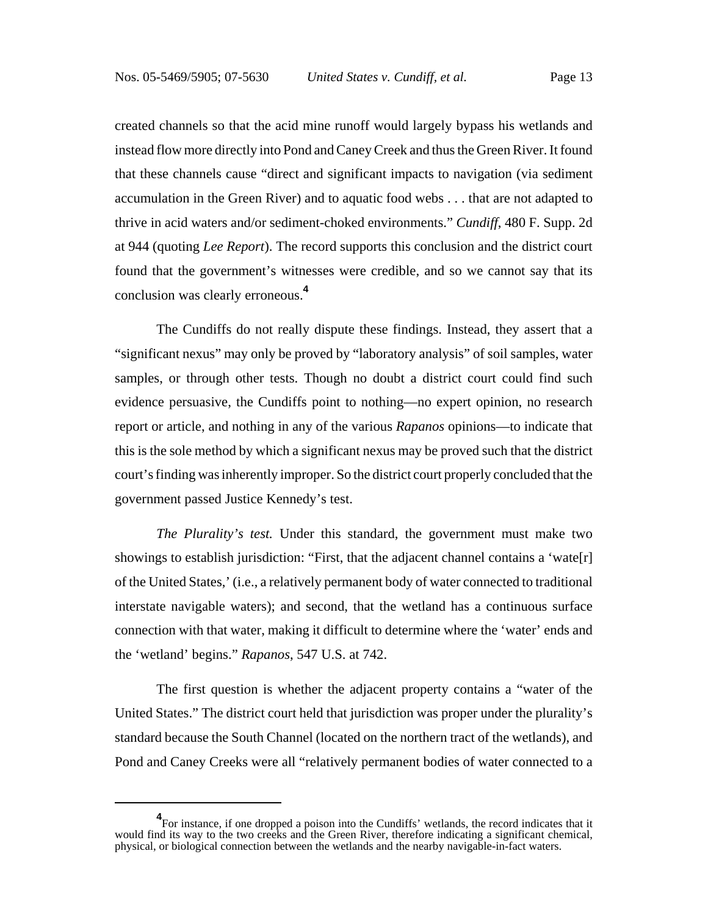created channels so that the acid mine runoff would largely bypass his wetlands and instead flow more directly into Pond and Caney Creek and thus the Green River. It found that these channels cause "direct and significant impacts to navigation (via sediment accumulation in the Green River) and to aquatic food webs . . . that are not adapted to thrive in acid waters and/or sediment-choked environments." *Cundiff*, 480 F. Supp. 2d at 944 (quoting *Lee Report*). The record supports this conclusion and the district court found that the government's witnesses were credible, and so we cannot say that its conclusion was clearly erroneous.[4]

The Cundiffs do not really dispute these findings. Instead, they assert that a "significant nexus" may only be proved by "laboratory analysis" of soil samples, water samples, or through other tests. Though no doubt a district court could find such evidence persuasive, the Cundiffs point to nothing—no expert opinion, no research report or article, and nothing in any of the various *Rapanos* opinions—to indicate that this is the sole method by which a significant nexus may be proved such that the district court's finding was inherently improper. So the district court properly concluded that the government passed Justice Kennedy's test.

*The Plurality's test.* Under this standard, the government must make two showings to establish jurisdiction: "First, that the adjacent channel contains a 'wate[r] of the United States,' (i.e., a relatively permanent body of water connected to traditional interstate navigable waters); and second, that the wetland has a continuous surface connection with that water, making it difficult to determine where the 'water' ends and the 'wetland' begins." *Rapanos*, 547 U.S. at 742.

The first question is whether the adjacent property contains a "water of the United States." The district court held that jurisdiction was proper under the plurality's standard because the South Channel (located on the northern tract of the wetlands), and Pond and Caney Creeks were all "relatively permanent bodies of water connected to a

---

[4] For instance, if one dropped a poison into the Cundiffs' wetlands, the record indicates that it would find its way to the two creeks and the Green River, therefore indicating a significant chemical, physical, or biological connection between the wetlands and the nearby navigable-in-fact waters.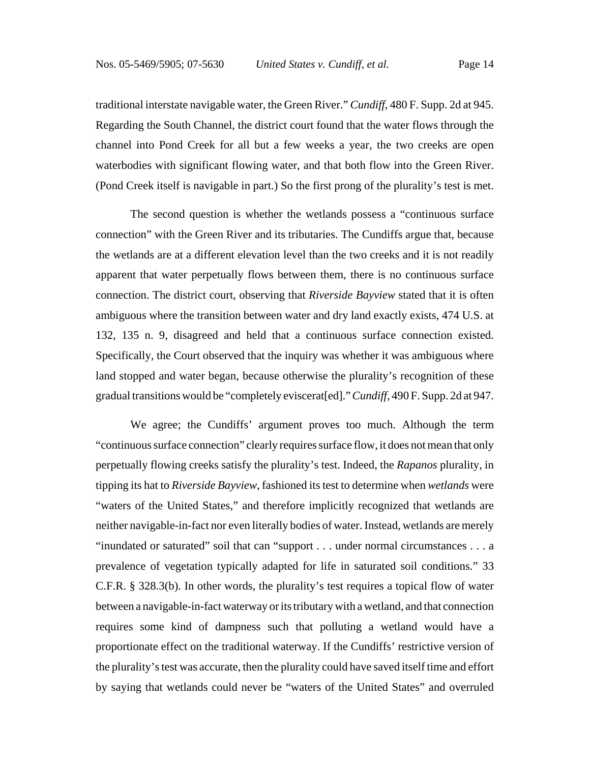traditional interstate navigable water, the Green River." *Cundiff*, 480 F. Supp. 2d at 945. Regarding the South Channel, the district court found that the water flows through the channel into Pond Creek for all but a few weeks a year, the two creeks are open waterbodies with significant flowing water, and that both flow into the Green River. (Pond Creek itself is navigable in part.) So the first prong of the plurality's test is met.

The second question is whether the wetlands possess a "continuous surface connection" with the Green River and its tributaries. The Cundiffs argue that, because the wetlands are at a different elevation level than the two creeks and it is not readily apparent that water perpetually flows between them, there is no continuous surface connection. The district court, observing that *Riverside Bayview* stated that it is often ambiguous where the transition between water and dry land exactly exists, 474 U.S. at 132, 135 n. 9, disagreed and held that a continuous surface connection existed. Specifically, the Court observed that the inquiry was whether it was ambiguous where land stopped and water began, because otherwise the plurality's recognition of these gradual transitions would be "completely eviscerat[ed]." *Cundiff*, 490 F. Supp. 2d at 947.

We agree; the Cundiffs' argument proves too much. Although the term "continuous surface connection" clearly requires surface flow, it does not mean that only perpetually flowing creeks satisfy the plurality's test. Indeed, the *Rapanos* plurality, in tipping its hat to *Riverside Bayview*, fashioned its test to determine when *wetlands* were "waters of the United States," and therefore implicitly recognized that wetlands are neither navigable-in-fact nor even literally bodies of water. Instead, wetlands are merely "inundated or saturated" soil that can "support . . . under normal circumstances . . . a prevalence of vegetation typically adapted for life in saturated soil conditions." 33 C.F.R. § 328.3(b). In other words, the plurality's test requires a topical flow of water between a navigable-in-fact waterway or its tributary with a wetland, and that connection requires some kind of dampness such that polluting a wetland would have a proportionate effect on the traditional waterway. If the Cundiffs' restrictive version of the plurality's test was accurate, then the plurality could have saved itself time and effort by saying that wetlands could never be "waters of the United States" and overruled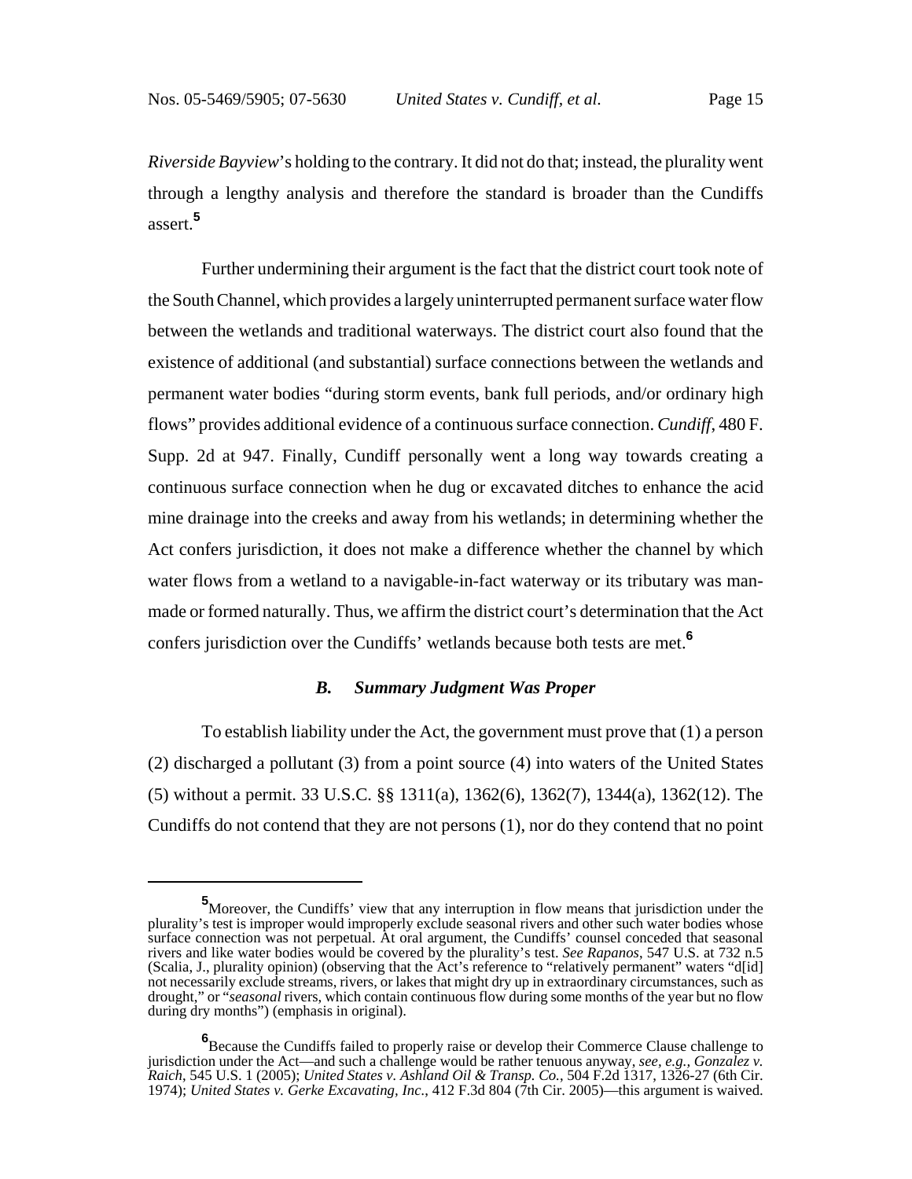*Riverside Bayview*'s holding to the contrary. It did not do that; instead, the plurality went through a lengthy analysis and therefore the standard is broader than the Cundiffs assert.[5]

Further undermining their argument is the fact that the district court took note of the South Channel, which provides a largely uninterrupted permanent surface water flow between the wetlands and traditional waterways. The district court also found that the existence of additional (and substantial) surface connections between the wetlands and permanent water bodies "during storm events, bank full periods, and/or ordinary high flows" provides additional evidence of a continuous surface connection. *Cundiff*, 480 F. Supp. 2d at 947. Finally, Cundiff personally went a long way towards creating a continuous surface connection when he dug or excavated ditches to enhance the acid mine drainage into the creeks and away from his wetlands; in determining whether the Act confers jurisdiction, it does not make a difference whether the channel by which water flows from a wetland to a navigable-in-fact waterway or its tributary was man-made or formed naturally. Thus, we affirm the district court's determination that the Act confers jurisdiction over the Cundiffs' wetlands because both tests are met.[6]

### *B. Summary Judgment Was Proper*

To establish liability under the Act, the government must prove that (1) a person (2) discharged a pollutant (3) from a point source (4) into waters of the United States (5) without a permit. 33 U.S.C. §§ 1311(a), 1362(6), 1362(7), 1344(a), 1362(12). The Cundiffs do not contend that they are not persons (1), nor do they contend that no point

---

[5] Moreover, the Cundiffs' view that any interruption in flow means that jurisdiction under the plurality's test is improper would improperly exclude seasonal rivers and other such water bodies whose surface connection was not perpetual. At oral argument, the Cundiffs' counsel conceded that seasonal rivers and like water bodies would be covered by the plurality's test. *See Rapanos*, 547 U.S. at 732 n.5 (Scalia, J., plurality opinion) (observing that the Act's reference to "relatively permanent" waters "d[id] not necessarily exclude streams, rivers, or lakes that might dry up in extraordinary circumstances, such as drought," or "*seasonal* rivers, which contain continuous flow during some months of the year but no flow during dry months") (emphasis in original).

[6] Because the Cundiffs failed to properly raise or develop their Commerce Clause challenge to jurisdiction under the Act—and such a challenge would be rather tenuous anyway, *see, e.g., Gonzalez v. Raich*, 545 U.S. 1 (2005); *United States v. Ashland Oil & Transp. Co.*, 504 F.2d 1317, 1326-27 (6th Cir. 1974); *United States v. Gerke Excavating, Inc.*, 412 F.3d 804 (7th Cir. 2005)—this argument is waived.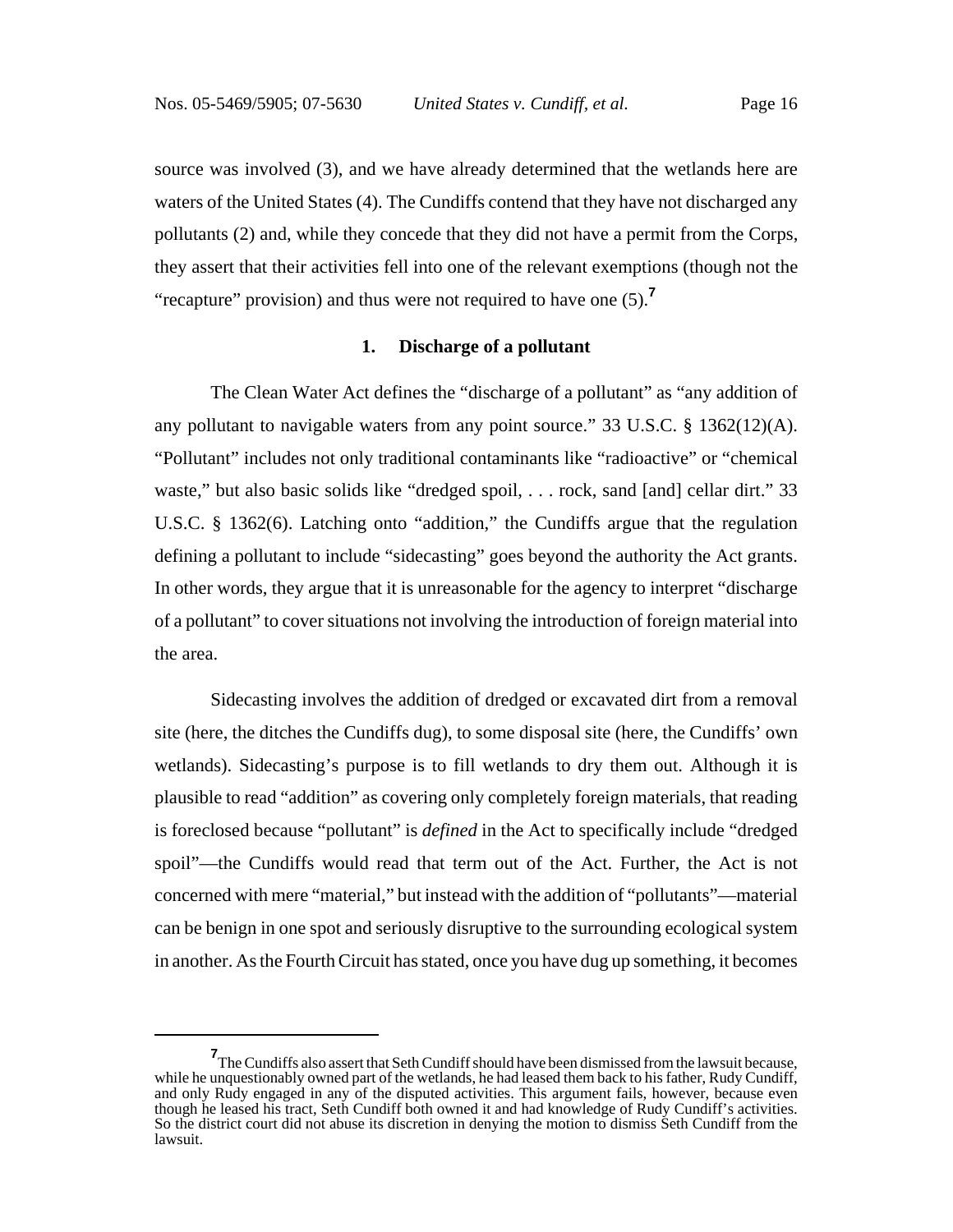source was involved (3), and we have already determined that the wetlands here are waters of the United States (4). The Cundiffs contend that they have not discharged any pollutants (2) and, while they concede that they did not have a permit from the Corps, they assert that their activities fell into one of the relevant exemptions (though not the "recapture" provision) and thus were not required to have one (5).[7]

### 1. Discharge of a pollutant

The Clean Water Act defines the "discharge of a pollutant" as "any addition of any pollutant to navigable waters from any point source." 33 U.S.C. § 1362(12)(A). "Pollutant" includes not only traditional contaminants like "radioactive" or "chemical waste," but also basic solids like "dredged spoil, . . . rock, sand [and] cellar dirt." 33 U.S.C. § 1362(6). Latching onto "addition," the Cundiffs argue that the regulation defining a pollutant to include "sidecasting" goes beyond the authority the Act grants. In other words, they argue that it is unreasonable for the agency to interpret "discharge of a pollutant" to cover situations not involving the introduction of foreign material into the area.

Sidecasting involves the addition of dredged or excavated dirt from a removal site (here, the ditches the Cundiffs dug), to some disposal site (here, the Cundiffs' own wetlands). Sidecasting's purpose is to fill wetlands to dry them out. Although it is plausible to read "addition" as covering only completely foreign materials, that reading is foreclosed because "pollutant" is *defined* in the Act to specifically include "dredged spoil"—the Cundiffs would read that term out of the Act. Further, the Act is not concerned with mere "material," but instead with the addition of "pollutants"—material can be benign in one spot and seriously disruptive to the surrounding ecological system in another. As the Fourth Circuit has stated, once you have dug up something, it becomes

---

[7] The Cundiffs also assert that Seth Cundiff should have been dismissed from the lawsuit because, while he unquestionably owned part of the wetlands, he had leased them back to his father, Rudy Cundiff, and only Rudy engaged in any of the disputed activities. This argument fails, however, because even though he leased his tract, Seth Cundiff both owned it and had knowledge of Rudy Cundiff's activities. So the district court did not abuse its discretion in denying the motion to dismiss Seth Cundiff from the lawsuit.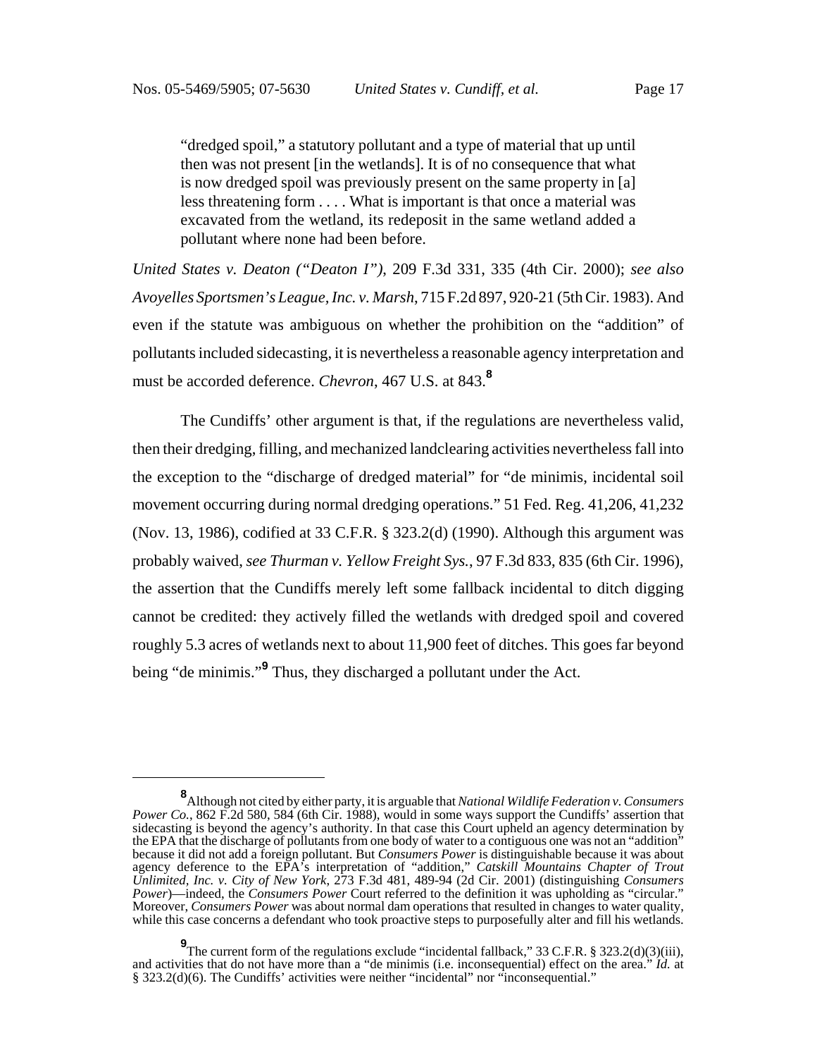> "dredged spoil," a statutory pollutant and a type of material that up until then was not present [in the wetlands]. It is of no consequence that what is now dredged spoil was previously present on the same property in [a] less threatening form . . . . What is important is that once a material was excavated from the wetland, its redeposit in the same wetland added a pollutant where none had been before.

*United States v. Deaton ("Deaton I")*, 209 F.3d 331, 335 (4th Cir. 2000); *see also Avoyelles Sportsmen's League, Inc. v. Marsh*, 715 F.2d 897, 920-21 (5th Cir. 1983). And even if the statute was ambiguous on whether the prohibition on the "addition" of pollutants included sidecasting, it is nevertheless a reasonable agency interpretation and must be accorded deference. *Chevron*, 467 U.S. at 843.[8]

The Cundiffs' other argument is that, if the regulations are nevertheless valid, then their dredging, filling, and mechanized landclearing activities nevertheless fall into the exception to the "discharge of dredged material" for "de minimis, incidental soil movement occurring during normal dredging operations." 51 Fed. Reg. 41,206, 41,232 (Nov. 13, 1986), codified at 33 C.F.R. § 323.2(d) (1990). Although this argument was probably waived, *see Thurman v. Yellow Freight Sys.*, 97 F.3d 833, 835 (6th Cir. 1996), the assertion that the Cundiffs merely left some fallback incidental to ditch digging cannot be credited: they actively filled the wetlands with dredged spoil and covered roughly 5.3 acres of wetlands next to about 11,900 feet of ditches. This goes far beyond being "de minimis."[9] Thus, they discharged a pollutant under the Act.

---

[8] Although not cited by either party, it is arguable that *National Wildlife Federation v. Consumers Power Co.*, 862 F.2d 580, 584 (6th Cir. 1988), would in some ways support the Cundiffs' assertion that sidecasting is beyond the agency's authority. In that case this Court upheld an agency determination by the EPA that the discharge of pollutants from one body of water to a contiguous one was not an "addition" because it did not add a foreign pollutant. But *Consumers Power* is distinguishable because it was about agency deference to the EPA's interpretation of "addition," *Catskill Mountains Chapter of Trout Unlimited, Inc. v. City of New York*, 273 F.3d 481, 489-94 (2d Cir. 2001) (distinguishing *Consumers Power*)—indeed, the *Consumers Power* Court referred to the definition it was upholding as "circular." Moreover, *Consumers Power* was about normal dam operations that resulted in changes to water quality, while this case concerns a defendant who took proactive steps to purposefully alter and fill his wetlands.

[9] The current form of the regulations exclude "incidental fallback," 33 C.F.R. § 323.2(d)(3)(iii), and activities that do not have more than a "de minimis (i.e. inconsequential) effect on the area." *Id.* at § 323.2(d)(6). The Cundiffs' activities were neither "incidental" nor "inconsequential."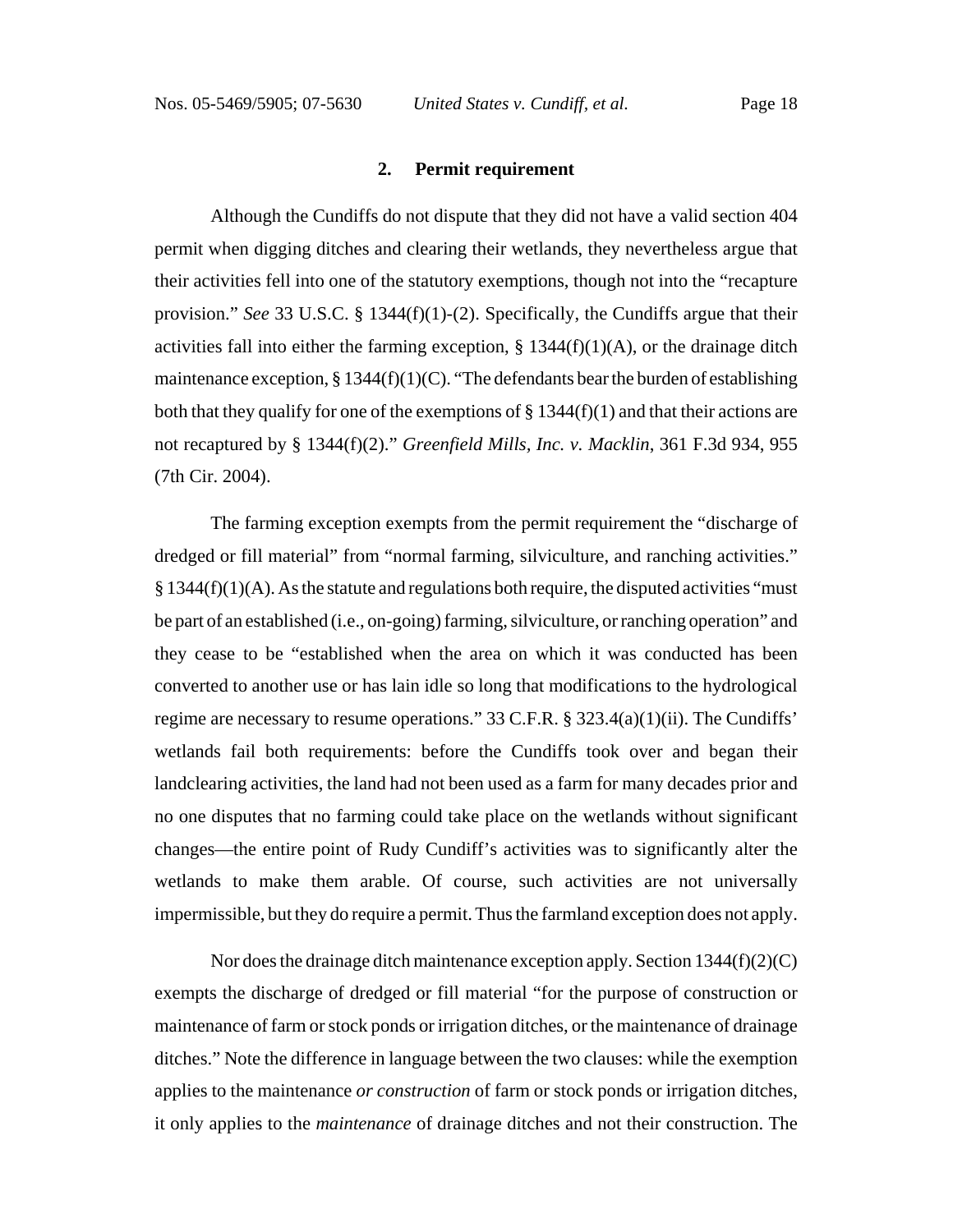### 2. Permit requirement

Although the Cundiffs do not dispute that they did not have a valid section 404 permit when digging ditches and clearing their wetlands, they nevertheless argue that their activities fell into one of the statutory exemptions, though not into the "recapture provision." *See* 33 U.S.C. § 1344(f)(1)-(2). Specifically, the Cundiffs argue that their activities fall into either the farming exception, § 1344(f)(1)(A), or the drainage ditch maintenance exception, § 1344(f)(1)(C). "The defendants bear the burden of establishing both that they qualify for one of the exemptions of § 1344(f)(1) and that their actions are not recaptured by § 1344(f)(2)." *Greenfield Mills, Inc. v. Macklin*, 361 F.3d 934, 955 (7th Cir. 2004).

The farming exception exempts from the permit requirement the "discharge of dredged or fill material" from "normal farming, silviculture, and ranching activities." § 1344(f)(1)(A). As the statute and regulations both require, the disputed activities "must be part of an established (i.e., on-going) farming, silviculture, or ranching operation" and they cease to be "established when the area on which it was conducted has been converted to another use or has lain idle so long that modifications to the hydrological regime are necessary to resume operations." 33 C.F.R. § 323.4(a)(1)(ii). The Cundiffs' wetlands fail both requirements: before the Cundiffs took over and began their landclearing activities, the land had not been used as a farm for many decades prior and no one disputes that no farming could take place on the wetlands without significant changes—the entire point of Rudy Cundiff's activities was to significantly alter the wetlands to make them arable. Of course, such activities are not universally impermissible, but they do require a permit. Thus the farmland exception does not apply.

Nor does the drainage ditch maintenance exception apply. Section 1344(f)(2)(C) exempts the discharge of dredged or fill material "for the purpose of construction or maintenance of farm or stock ponds or irrigation ditches, or the maintenance of drainage ditches." Note the difference in language between the two clauses: while the exemption applies to the maintenance *or construction* of farm or stock ponds or irrigation ditches, it only applies to the *maintenance* of drainage ditches and not their construction. The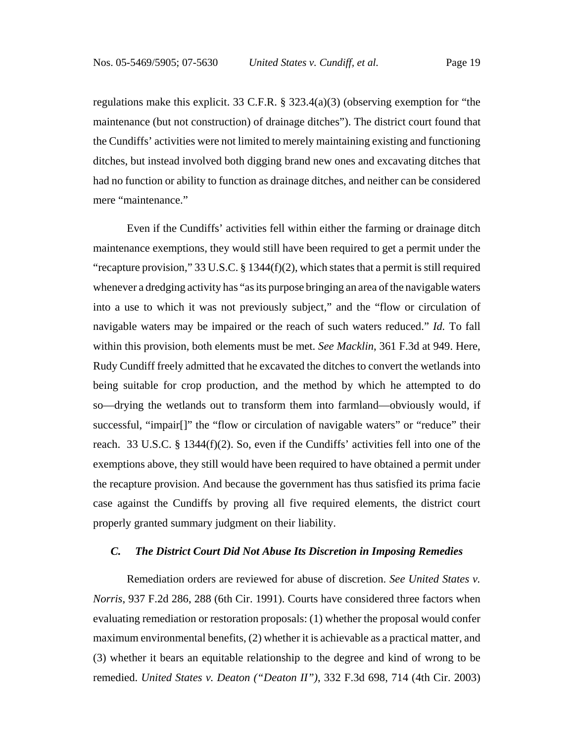regulations make this explicit. 33 C.F.R. § 323.4(a)(3) (observing exemption for "the maintenance (but not construction) of drainage ditches"). The district court found that the Cundiffs' activities were not limited to merely maintaining existing and functioning ditches, but instead involved both digging brand new ones and excavating ditches that had no function or ability to function as drainage ditches, and neither can be considered mere "maintenance."

Even if the Cundiffs' activities fell within either the farming or drainage ditch maintenance exemptions, they would still have been required to get a permit under the "recapture provision," 33 U.S.C. § 1344(f)(2), which states that a permit is still required whenever a dredging activity has "as its purpose bringing an area of the navigable waters into a use to which it was not previously subject," and the "flow or circulation of navigable waters may be impaired or the reach of such waters reduced." *Id.* To fall within this provision, both elements must be met. *See Macklin*, 361 F.3d at 949. Here, Rudy Cundiff freely admitted that he excavated the ditches to convert the wetlands into being suitable for crop production, and the method by which he attempted to do so—drying the wetlands out to transform them into farmland—obviously would, if successful, "impair[]" the "flow or circulation of navigable waters" or "reduce" their reach. 33 U.S.C. § 1344(f)(2). So, even if the Cundiffs' activities fell into one of the exemptions above, they still would have been required to have obtained a permit under the recapture provision. And because the government has thus satisfied its prima facie case against the Cundiffs by proving all five required elements, the district court properly granted summary judgment on their liability.

### *C. The District Court Did Not Abuse Its Discretion in Imposing Remedies*

Remediation orders are reviewed for abuse of discretion. *See United States v. Norris*, 937 F.2d 286, 288 (6th Cir. 1991). Courts have considered three factors when evaluating remediation or restoration proposals: (1) whether the proposal would confer maximum environmental benefits, (2) whether it is achievable as a practical matter, and (3) whether it bears an equitable relationship to the degree and kind of wrong to be remedied. *United States v. Deaton ("Deaton II")*, 332 F.3d 698, 714 (4th Cir. 2003)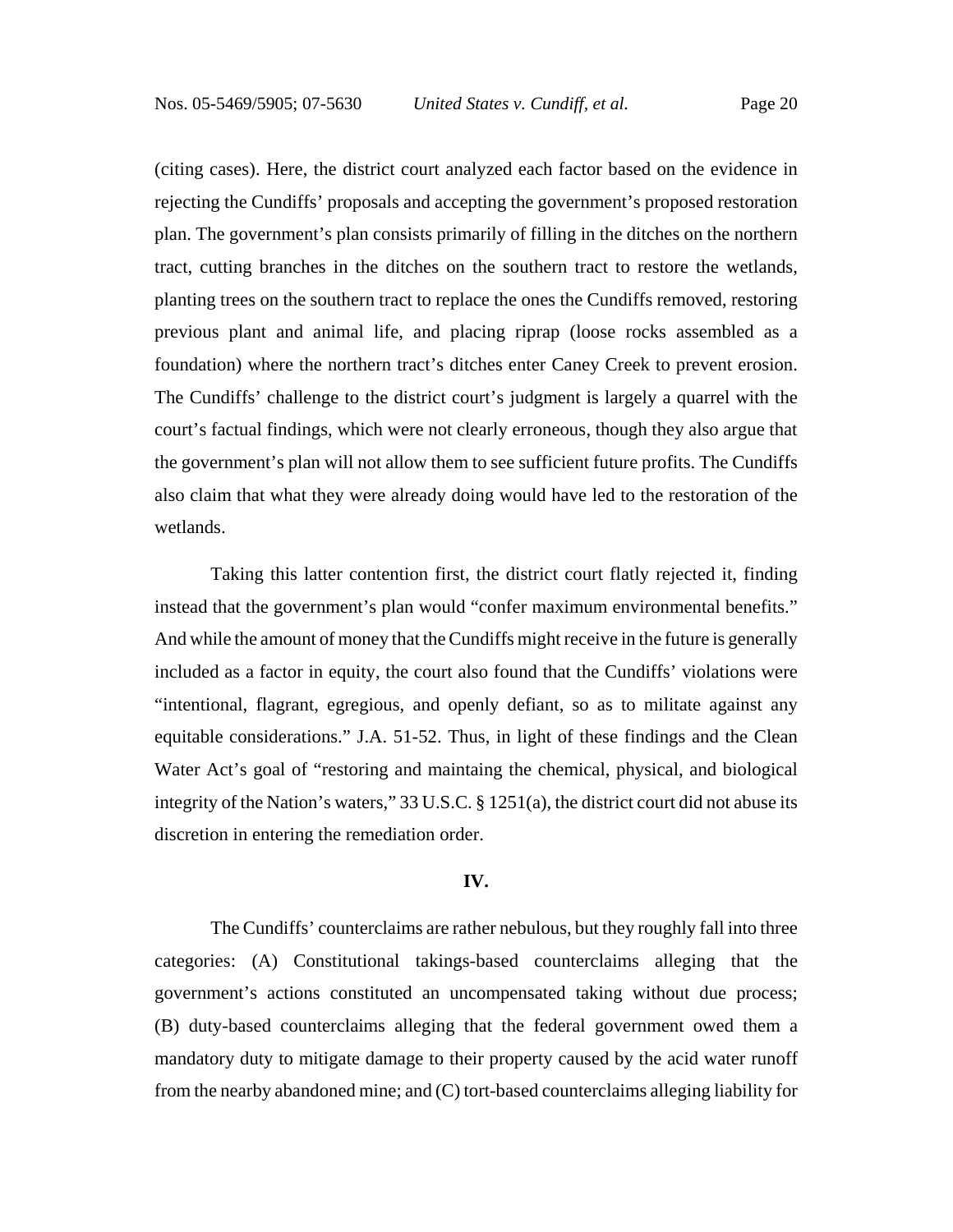(citing cases). Here, the district court analyzed each factor based on the evidence in rejecting the Cundiffs' proposals and accepting the government's proposed restoration plan. The government's plan consists primarily of filling in the ditches on the northern tract, cutting branches in the ditches on the southern tract to restore the wetlands, planting trees on the southern tract to replace the ones the Cundiffs removed, restoring previous plant and animal life, and placing riprap (loose rocks assembled as a foundation) where the northern tract's ditches enter Caney Creek to prevent erosion. The Cundiffs' challenge to the district court's judgment is largely a quarrel with the court's factual findings, which were not clearly erroneous, though they also argue that the government's plan will not allow them to see sufficient future profits. The Cundiffs also claim that what they were already doing would have led to the restoration of the wetlands.

Taking this latter contention first, the district court flatly rejected it, finding instead that the government's plan would "confer maximum environmental benefits." And while the amount of money that the Cundiffs might receive in the future is generally included as a factor in equity, the court also found that the Cundiffs' violations were "intentional, flagrant, egregious, and openly defiant, so as to militate against any equitable considerations." J.A. 51-52. Thus, in light of these findings and the Clean Water Act's goal of "restoring and maintaining the chemical, physical, and biological integrity of the Nation's waters," 33 U.S.C. § 1251(a), the district court did not abuse its discretion in entering the remediation order.

## IV.

The Cundiffs' counterclaims are rather nebulous, but they roughly fall into three categories: (A) Constitutional takings-based counterclaims alleging that the government's actions constituted an uncompensated taking without due process; (B) duty-based counterclaims alleging that the federal government owed them a mandatory duty to mitigate damage to their property caused by the acid water runoff from the nearby abandoned mine; and (C) tort-based counterclaims alleging liability for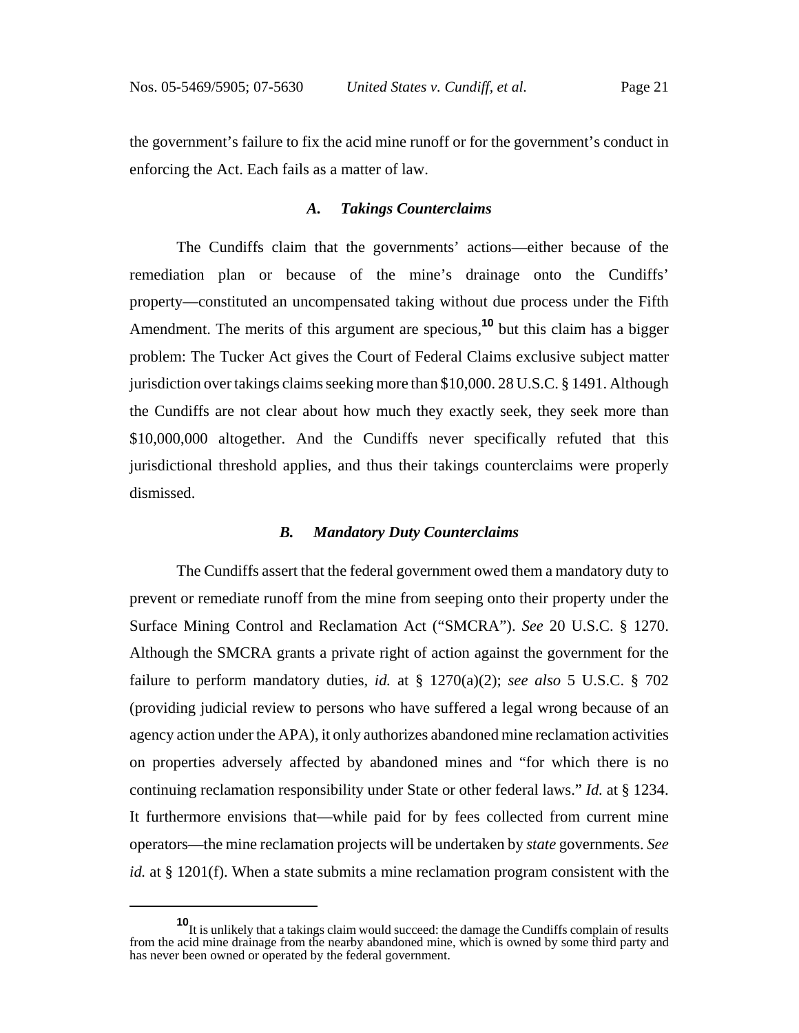the government's failure to fix the acid mine runoff or for the government's conduct in enforcing the Act. Each fails as a matter of law.

### *A. Takings Counterclaims*

The Cundiffs claim that the governments' actions—either because of the remediation plan or because of the mine's drainage onto the Cundiffs' property—constituted an uncompensated taking without due process under the Fifth Amendment. The merits of this argument are specious,[10] but this claim has a bigger problem: The Tucker Act gives the Court of Federal Claims exclusive subject matter jurisdiction over takings claims seeking more than $10,000. 28 U.S.C. § 1491. Although the Cundiffs are not clear about how much they exactly seek, they seek more than $10,000,000 altogether. And the Cundiffs never specifically refuted that this jurisdictional threshold applies, and thus their takings counterclaims were properly dismissed.

### *B. Mandatory Duty Counterclaims*

The Cundiffs assert that the federal government owed them a mandatory duty to prevent or remediate runoff from the mine from seeping onto their property under the Surface Mining Control and Reclamation Act ("SMCRA"). *See* 20 U.S.C. § 1270. Although the SMCRA grants a private right of action against the government for the failure to perform mandatory duties, *id.* at § 1270(a)(2); *see also* 5 U.S.C. § 702 (providing judicial review to persons who have suffered a legal wrong because of an agency action under the APA), it only authorizes abandoned mine reclamation activities on properties adversely affected by abandoned mines and "for which there is no continuing reclamation responsibility under State or other federal laws." *Id.* at § 1234. It furthermore envisions that—while paid for by fees collected from current mine operators—the mine reclamation projects will be undertaken by *state* governments. *See id.* at § 1201(f). When a state submits a mine reclamation program consistent with the

---

[10] It is unlikely that a takings claim would succeed: the damage the Cundiffs complain of results from the acid mine drainage from the nearby abandoned mine, which is owned by some third party and has never been owned or operated by the federal government.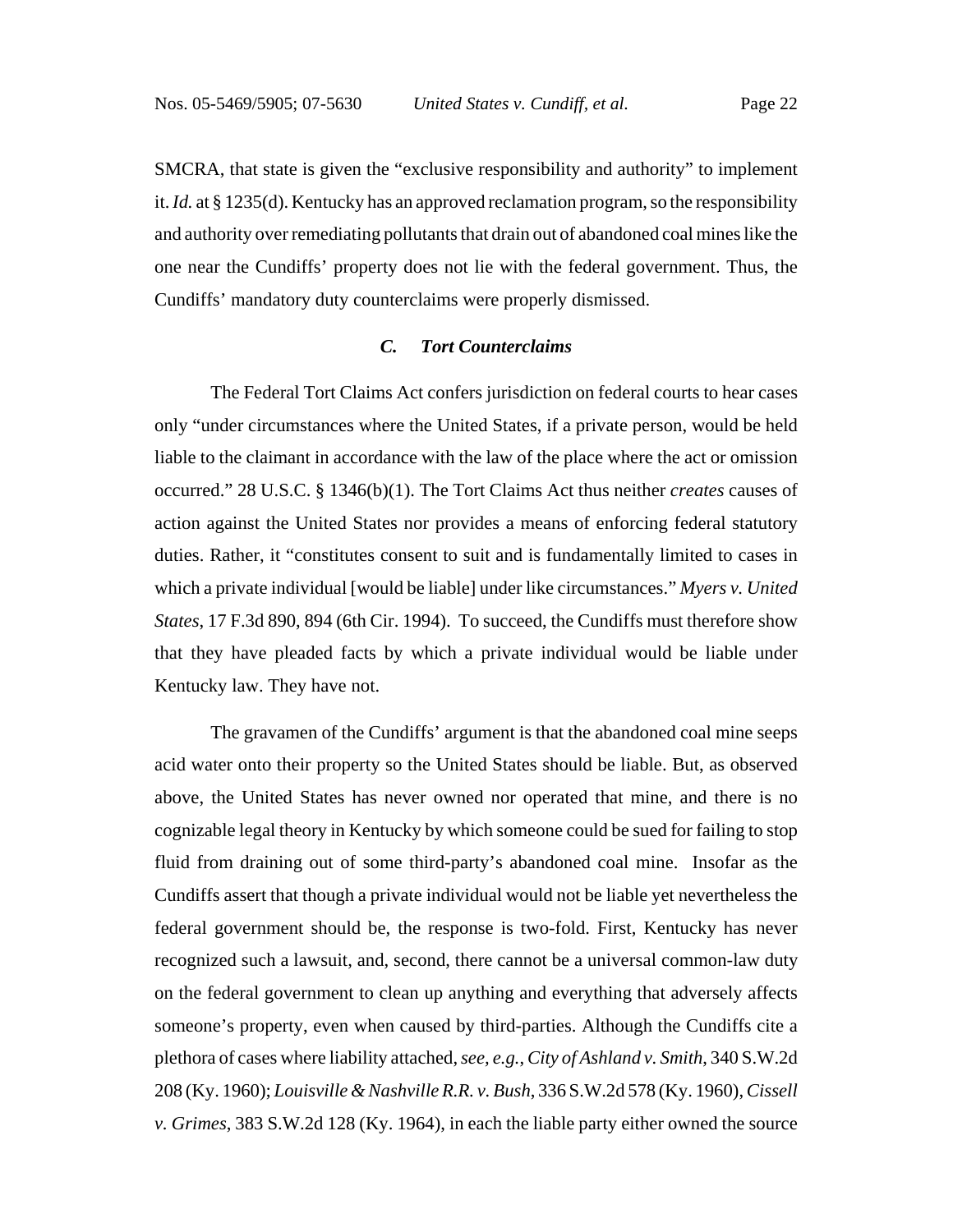SMCRA, that state is given the "exclusive responsibility and authority" to implement it. *Id.* at § 1235(d). Kentucky has an approved reclamation program, so the responsibility and authority over remediating pollutants that drain out of abandoned coal mines like the one near the Cundiffs' property does not lie with the federal government. Thus, the Cundiffs' mandatory duty counterclaims were properly dismissed.

### *C. Tort Counterclaims*

The Federal Tort Claims Act confers jurisdiction on federal courts to hear cases only "under circumstances where the United States, if a private person, would be held liable to the claimant in accordance with the law of the place where the act or omission occurred." 28 U.S.C. § 1346(b)(1). The Tort Claims Act thus neither *creates* causes of action against the United States nor provides a means of enforcing federal statutory duties. Rather, it "constitutes consent to suit and is fundamentally limited to cases in which a private individual [would be liable] under like circumstances." *Myers v. United States*, 17 F.3d 890, 894 (6th Cir. 1994). To succeed, the Cundiffs must therefore show that they have pleaded facts by which a private individual would be liable under Kentucky law. They have not.

The gravamen of the Cundiffs' argument is that the abandoned coal mine seeps acid water onto their property so the United States should be liable. But, as observed above, the United States has never owned nor operated that mine, and there is no cognizable legal theory in Kentucky by which someone could be sued for failing to stop fluid from draining out of some third-party's abandoned coal mine. Insofar as the Cundiffs assert that though a private individual would not be liable yet nevertheless the federal government should be, the response is two-fold. First, Kentucky has never recognized such a lawsuit, and, second, there cannot be a universal common-law duty on the federal government to clean up anything and everything that adversely affects someone's property, even when caused by third-parties. Although the Cundiffs cite a plethora of cases where liability attached, *see, e.g.*, *City of Ashland v. Smith*, 340 S.W.2d 208 (Ky. 1960); *Louisville & Nashville R.R. v. Bush*, 336 S.W.2d 578 (Ky. 1960), *Cissell v. Grimes*, 383 S.W.2d 128 (Ky. 1964), in each the liable party either owned the source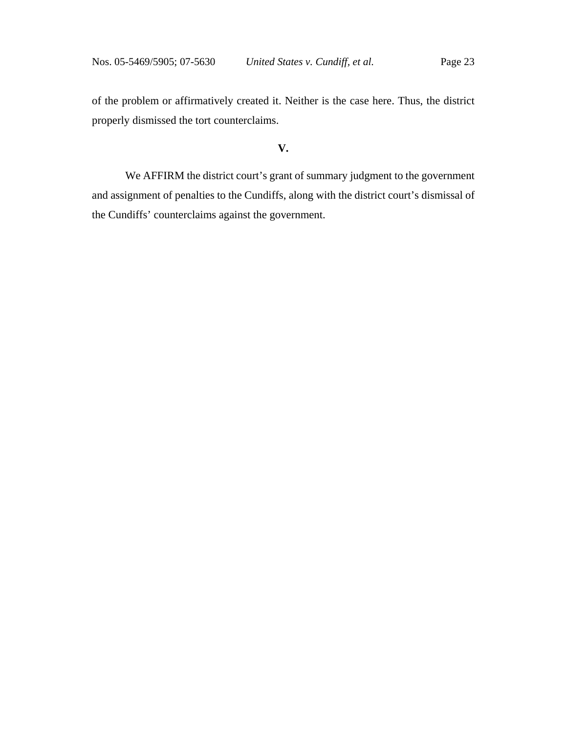of the problem or affirmatively created it. Neither is the case here. Thus, the district properly dismissed the tort counterclaims.

## V.

We AFFIRM the district court's grant of summary judgment to the government and assignment of penalties to the Cundiffs, along with the district court's dismissal of the Cundiffs' counterclaims against the government.